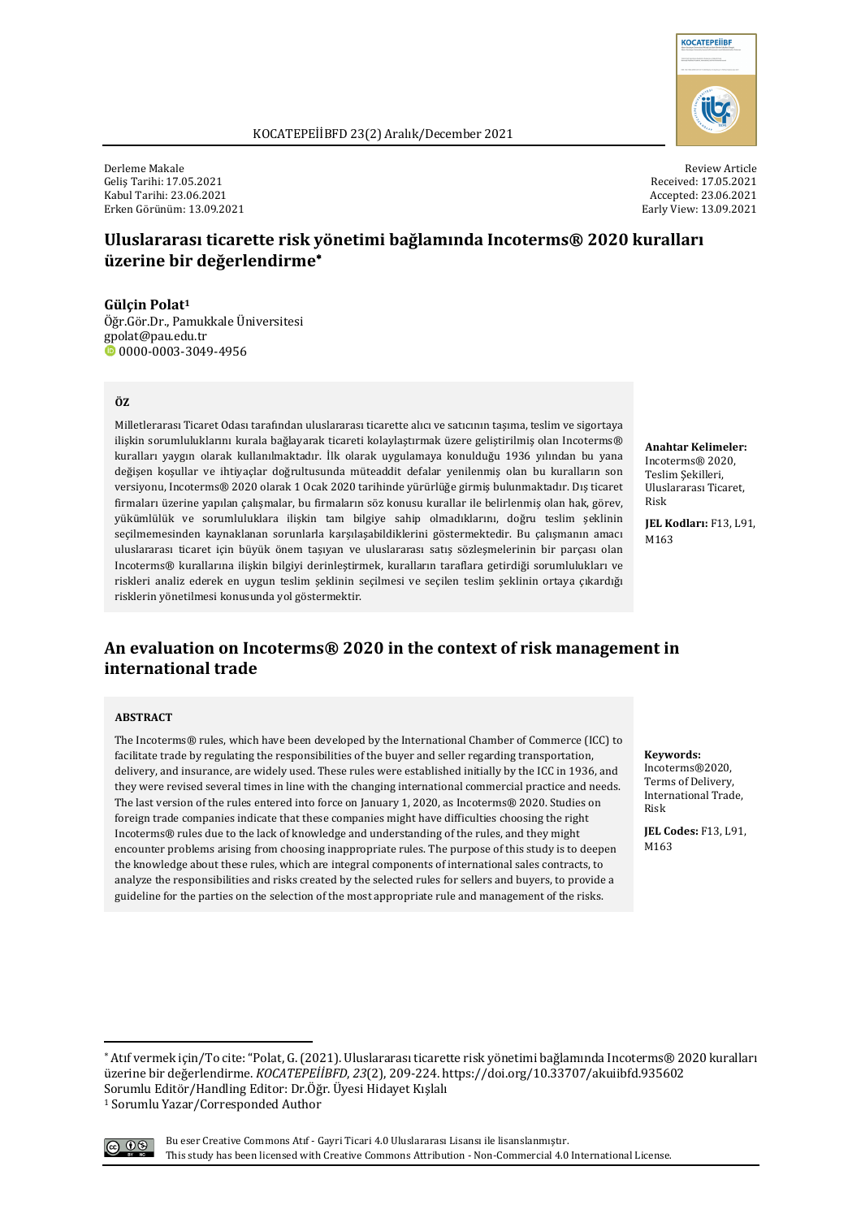Derleme Makale
Geliş Tarihi: 17.05.2021
Kabul Tarihi: 23.06.2021
Erken Görünüm: 13.09.2021

Review Article
Received: 17.05.2021
Accepted: 23.06.2021
Early View: 13.09.2021

# Uluslararası ticarette risk yönetimi bağlamında Incoterms® 2020 kuralları üzerine bir değerlendirme*

**Gülçin Polat**[1]
Öğr.Gör.Dr., Pamukkale Üniversitesi
gpolat@pau.edu.tr
0000-0003-3049-4956

### ÖZ

Milletlerarası Ticaret Odası tarafından uluslararası ticarette alıcı ve satıcının taşıma, teslim ve sigortaya ilişkin sorumluluklarını kurala bağlayarak ticareti kolaylaştırmak üzere geliştirilmiş olan Incoterms® kuralları yaygın olarak kullanılmaktadır. İlk olarak uygulamaya konulduğu 1936 yılından bu yana değişen koşullar ve ihtiyaçlar doğrultusunda müteaddit defalar yenilenmiş olan bu kuralların son versiyonu, Incoterms® 2020 olarak 1 Ocak 2020 tarihinde yürürlüğe girmiş bulunmaktadır. Dış ticaret firmaları üzerine yapılan çalışmalar, bu firmaların söz konusu kurallar ile belirlenmiş olan hak, görev, yükümlülük ve sorumluluklara ilişkin tam bilgiye sahip olmadıklarını, doğru teslim şeklinin seçilmemesinden kaynaklanan sorunlarla karşılaşabildiklerini göstermektedir. Bu çalışmanın amacı uluslararası ticaret için büyük önem taşıyan ve uluslararası satış sözleşmelerinin bir parçası olan Incoterms® kurallarına ilişkin bilgiyi derinleştirmek, kuralların taraflara getirdiği sorumlulukları ve riskleri analiz ederek en uygun teslim şeklinin seçilmesi ve seçilen teslim şeklinin ortaya çıkardığı risklerin yönetilmesi konusunda yol göstermektir.

**Anahtar Kelimeler:** Incoterms® 2020, Teslim Şekilleri, Uluslararası Ticaret, Risk

**JEL Kodları:** F13, L91, M163

# An evaluation on Incoterms® 2020 in the context of risk management in international trade

### ABSTRACT

The Incoterms® rules, which have been developed by the International Chamber of Commerce (ICC) to facilitate trade by regulating the responsibilities of the buyer and seller regarding transportation, delivery, and insurance, are widely used. These rules were established initially by the ICC in 1936, and they were revised several times in line with the changing international commercial practice and needs. The last version of the rules entered into force on January 1, 2020, as Incoterms® 2020. Studies on foreign trade companies indicate that these companies might have difficulties choosing the right Incoterms® rules due to the lack of knowledge and understanding of the rules, and they might encounter problems arising from choosing inappropriate rules. The purpose of this study is to deepen the knowledge about these rules, which are integral components of international sales contracts, to analyze the responsibilities and risks created by the selected rules for sellers and buyers, to provide a guideline for the parties on the selection of the most appropriate rule and management of the risks.

**Keywords:** Incoterms®2020, Terms of Delivery, International Trade, Risk

**JEL Codes:** F13, L91, M163

---

* Atıf vermek için/To cite: "Polat, G. (2021). Uluslararası ticarette risk yönetimi bağlamında Incoterms® 2020 kuralları üzerine bir değerlendirme. *KOCATEPEİİBFD*, *23*(2), 209-224. https://doi.org/10.33707/akuiibfd.935602
Sorumlu Editör/Handling Editor: Dr.Öğr. Üyesi Hidayet Kışlalı
[1] Sorumlu Yazar/Corresponded Author

Bu eser Creative Commons Atıf - Gayri Ticari 4.0 Uluslararası Lisansı ile lisanslanmıştır.
This study has been licensed with Creative Commons Attribution - Non-Commercial 4.0 International License.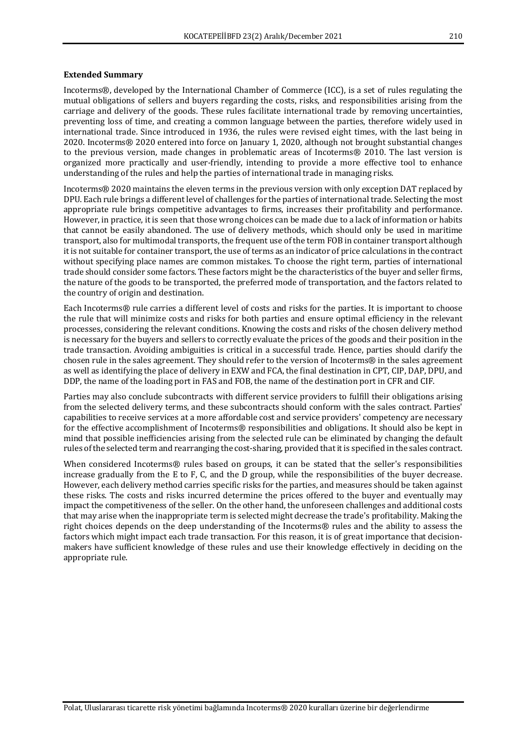**Extended Summary**

Incoterms®, developed by the International Chamber of Commerce (ICC), is a set of rules regulating the mutual obligations of sellers and buyers regarding the costs, risks, and responsibilities arising from the carriage and delivery of the goods. These rules facilitate international trade by removing uncertainties, preventing loss of time, and creating a common language between the parties, therefore widely used in international trade. Since introduced in 1936, the rules were revised eight times, with the last being in 2020. Incoterms® 2020 entered into force on January 1, 2020, although not brought substantial changes to the previous version, made changes in problematic areas of Incoterms® 2010. The last version is organized more practically and user-friendly, intending to provide a more effective tool to enhance understanding of the rules and help the parties of international trade in managing risks.

Incoterms® 2020 maintains the eleven terms in the previous version with only exception DAT replaced by DPU. Each rule brings a different level of challenges for the parties of international trade. Selecting the most appropriate rule brings competitive advantages to firms, increases their profitability and performance. However, in practice, it is seen that those wrong choices can be made due to a lack of information or habits that cannot be easily abandoned. The use of delivery methods, which should only be used in maritime transport, also for multimodal transports, the frequent use of the term FOB in container transport although it is not suitable for container transport, the use of terms as an indicator of price calculations in the contract without specifying place names are common mistakes. To choose the right term, parties of international trade should consider some factors. These factors might be the characteristics of the buyer and seller firms, the nature of the goods to be transported, the preferred mode of transportation, and the factors related to the country of origin and destination.

Each Incoterms® rule carries a different level of costs and risks for the parties. It is important to choose the rule that will minimize costs and risks for both parties and ensure optimal efficiency in the relevant processes, considering the relevant conditions. Knowing the costs and risks of the chosen delivery method is necessary for the buyers and sellers to correctly evaluate the prices of the goods and their position in the trade transaction. Avoiding ambiguities is critical in a successful trade. Hence, parties should clarify the chosen rule in the sales agreement. They should refer to the version of Incoterms® in the sales agreement as well as identifying the place of delivery in EXW and FCA, the final destination in CPT, CIP, DAP, DPU, and DDP, the name of the loading port in FAS and FOB, the name of the destination port in CFR and CIF.

Parties may also conclude subcontracts with different service providers to fulfill their obligations arising from the selected delivery terms, and these subcontracts should conform with the sales contract. Parties' capabilities to receive services at a more affordable cost and service providers' competency are necessary for the effective accomplishment of Incoterms® responsibilities and obligations. It should also be kept in mind that possible inefficiencies arising from the selected rule can be eliminated by changing the default rules of the selected term and rearranging the cost-sharing, provided that it is specified in the sales contract.

When considered Incoterms® rules based on groups, it can be stated that the seller's responsibilities increase gradually from the E to F, C, and the D group, while the responsibilities of the buyer decrease. However, each delivery method carries specific risks for the parties, and measures should be taken against these risks. The costs and risks incurred determine the prices offered to the buyer and eventually may impact the competitiveness of the seller. On the other hand, the unforeseen challenges and additional costs that may arise when the inappropriate term is selected might decrease the trade's profitability. Making the right choices depends on the deep understanding of the Incoterms® rules and the ability to assess the factors which might impact each trade transaction. For this reason, it is of great importance that decision-makers have sufficient knowledge of these rules and use their knowledge effectively in deciding on the appropriate rule.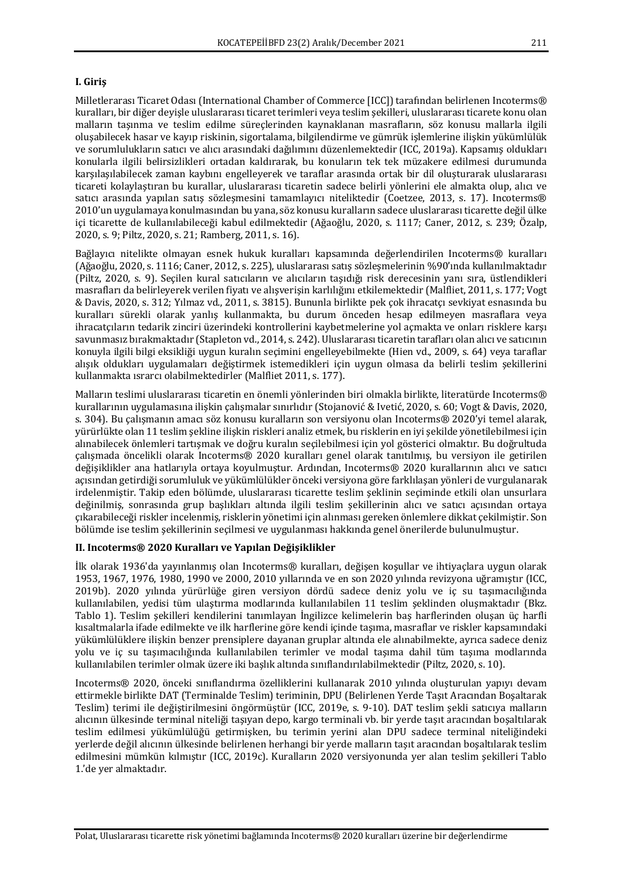## I. Giriş

Milletlerarası Ticaret Odası (International Chamber of Commerce [ICC]) tarafından belirlenen Incoterms® kuralları, bir diğer deyişle uluslararası ticaret terimleri veya teslim şekilleri, uluslararası ticarete konu olan malların taşınma ve teslim edilme süreçlerinden kaynaklanan masrafların, söz konusu mallarla ilgili oluşabilecek hasar ve kayıp riskinin, sigortalama, bilgilendirme ve gümrük işlemlerine ilişkin yükümlülük ve sorumlulukların satıcı ve alıcı arasındaki dağılımını düzenlemektedir (ICC, 2019a). Kapsamış oldukları konularla ilgili belirsizlikleri ortadan kaldırarak, bu konuların tek tek müzakere edilmesi durumunda karşılaşılabilecek zaman kaybını engelleyerek ve taraflar arasında ortak bir dil oluşturarak uluslararası ticareti kolaylaştıran bu kurallar, uluslararası ticaretin sadece belirli yönlerini ele almakta olup, alıcı ve satıcı arasında yapılan satış sözleşmesini tamamlayıcı niteliktedir (Coetzee, 2013, s. 17). Incoterms® 2010'un uygulamaya konulmasından bu yana, söz konusu kuralların sadece uluslararası ticarette değil ülke içi ticarette de kullanılabileceği kabul edilmektedir (Ağaoğlu, 2020, s. 1117; Caner, 2012, s. 239; Özalp, 2020, s. 9; Piltz, 2020, s. 21; Ramberg, 2011, s. 16).

Bağlayıcı nitelikte olmayan esnek hukuk kuralları kapsamında değerlendirilen Incoterms® kuralları (Ağaoğlu, 2020, s. 1116; Caner, 2012, s. 225), uluslararası satış sözleşmelerinin %90'ında kullanılmaktadır (Piltz, 2020, s. 9). Seçilen kural satıcıların ve alıcıların taşıdığı risk derecesinin yanı sıra, üstlendikleri masrafları da belirleyerek verilen fiyatı ve alışverişin karlılığını etkilemektedir (Malfliet, 2011, s. 177; Vogt & Davis, 2020, s. 312; Yılmaz vd., 2011, s. 3815). Bununla birlikte pek çok ihracatçı sevkiyat esnasında bu kuralları sürekli olarak yanlış kullanmakta, bu durum önceden hesap edilmeyen masraflara veya ihracatçıların tedarik zinciri üzerindeki kontrollerini kaybetmelerine yol açmakta ve onları risklere karşı savunmasız bırakmaktadır (Stapleton vd., 2014, s. 242). Uluslararası ticaretin tarafları olan alıcı ve satıcının konuyla ilgili bilgi eksikliği uygun kuralın seçimini engelleyebilmekte (Hien vd., 2009, s. 64) veya taraflar alışık oldukları uygulamaları değiştirmek istemedikleri için uygun olmasa da belirli teslim şekillerini kullanmakta ısrarcı olabilmektedirler (Malfliet 2011, s. 177).

Malların teslimi uluslararası ticaretin en önemli yönlerinden biri olmakla birlikte, literatürde Incoterms® kurallarının uygulamasına ilişkin çalışmalar sınırlıdır (Stojanović & Ivetić, 2020, s. 60; Vogt & Davis, 2020, s. 304). Bu çalışmanın amacı söz konusu kuralların son versiyonu olan Incoterms® 2020'yi temel alarak, yürürlükte olan 11 teslim şekline ilişkin riskleri analiz etmek, bu risklerin en iyi şekilde yönetilebilmesi için alınabilecek önlemleri tartışmak ve doğru kuralın seçilebilmesi için yol gösterici olmaktır. Bu doğrultuda çalışmada öncelikli olarak Incoterms® 2020 kuralları genel olarak tanıtılmış, bu versiyon ile getirilen değişiklikler ana hatlarıyla ortaya koyulmuştur. Ardından, Incoterms® 2020 kurallarının alıcı ve satıcı açısından getirdiği sorumluluk ve yükümlülükler önceki versiyona göre farklılaşan yönleri de vurgulanarak irdelenmiştir. Takip eden bölümde, uluslararası ticarette teslim şeklinin seçiminde etkili olan unsurlara değinilmiş, sonrasında grup başlıkları altında ilgili teslim şekillerinin alıcı ve satıcı açısından ortaya çıkarabileceği riskler incelenmiş, risklerin yönetimi için alınması gereken önlemlere dikkat çekilmiştir. Son bölümde ise teslim şekillerinin seçilmesi ve uygulanması hakkında genel önerilerde bulunulmuştur.

## II. Incoterms® 2020 Kuralları ve Yapılan Değişiklikler

İlk olarak 1936'da yayınlanmış olan Incoterms® kuralları, değişen koşullar ve ihtiyaçlara uygun olarak 1953, 1967, 1976, 1980, 1990 ve 2000, 2010 yıllarında ve en son 2020 yılında revizyona uğramıştır (ICC, 2019b). 2020 yılında yürürlüğe giren versiyon dördü sadece deniz yolu ve iç su taşımacılığında kullanılabilen, yedisi tüm ulaştırma modlarında kullanılabilen 11 teslim şeklinden oluşmaktadır (Bkz. Tablo 1). Teslim şekilleri kendilerini tanımlayan İngilizce kelimelerin baş harflerinden oluşan üç harfli kısaltmalarla ifade edilmekte ve ilk harflerine göre kendi içinde taşıma, masraflar ve riskler kapsamındaki yükümlülüklere ilişkin benzer prensiplere dayanan gruplar altında ele alınabilmekte, ayrıca sadece deniz yolu ve iç su taşımacılığında kullanılabilen terimler ve modal taşıma dahil tüm taşıma modlarında kullanılabilen terimler olmak üzere iki başlık altında sınıflandırılabilmektedir (Piltz, 2020, s. 10).

Incoterms® 2020, önceki sınıflandırma özelliklerini kullanarak 2010 yılında oluşturulan yapıyı devam ettirmekle birlikte DAT (Terminalde Teslim) teriminin, DPU (Belirlenen Yerde Taşıt Aracından Boşaltarak Teslim) terimi ile değiştirilmesini öngörmüştür (ICC, 2019e, s. 9-10). DAT teslim şekli satıcıya malların alıcının ülkesinde terminal niteliği taşıyan depo, kargo terminali vb. bir yerde taşıt aracından boşaltılarak teslim edilmesi yükümlülüğü getirmişken, bu terimin yerini alan DPU sadece terminal niteliğindeki yerlerde değil alıcının ülkesinde belirlenen herhangi bir yerde malların taşıt aracından boşaltılarak teslim edilmesini mümkün kılmıştır (ICC, 2019c). Kuralların 2020 versiyonunda yer alan teslim şekilleri Tablo 1.'de yer almaktadır.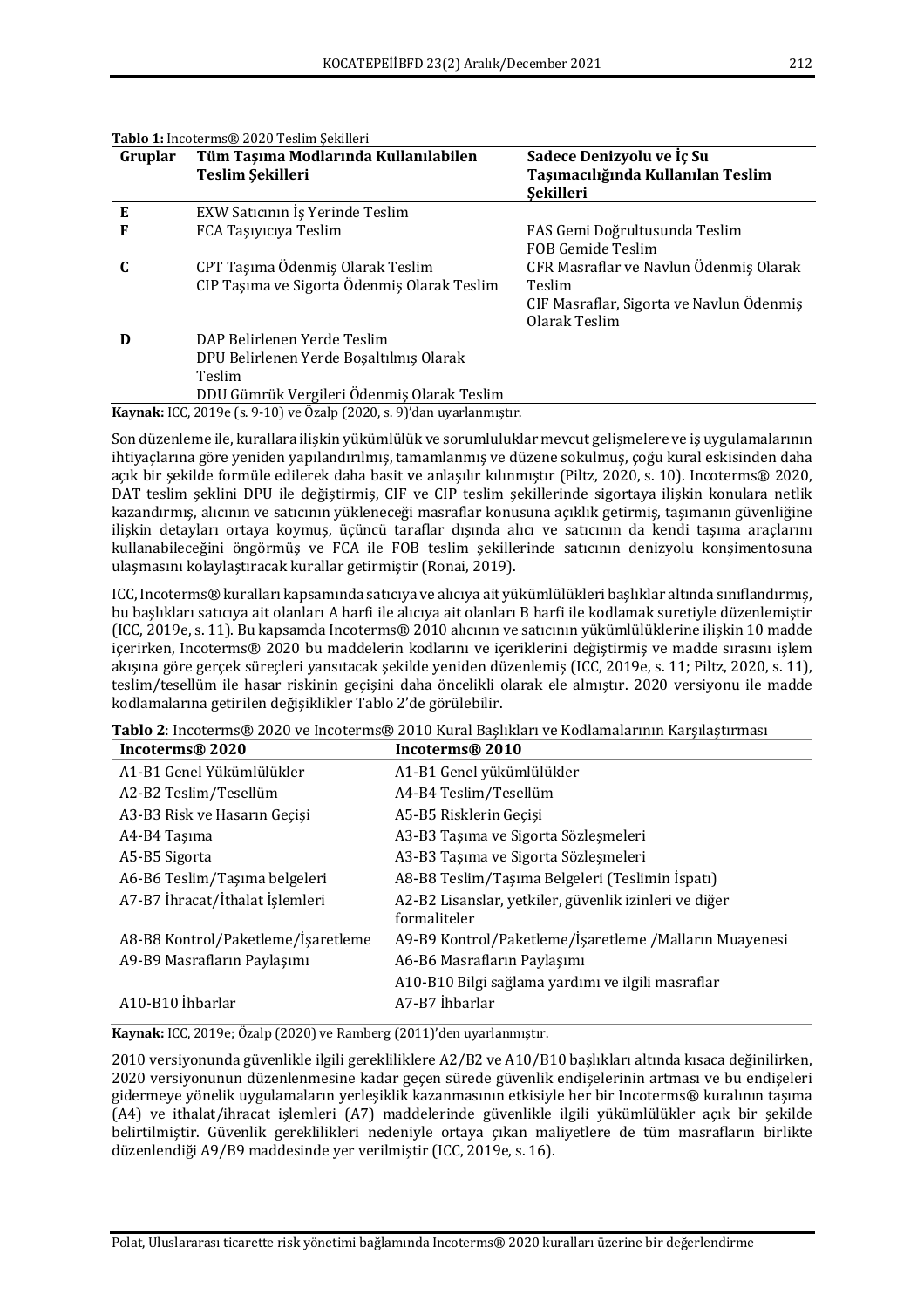**Tablo 1:** Incoterms® 2020 Teslim Şekilleri

| Gruplar | Tüm Taşıma Modlarında Kullanılabilen Teslim Şekilleri | Sadece Denizyolu ve İç Su Taşımacılığında Kullanılan Teslim Şekilleri |
|---|---|---|
| E | EXW Satıcının İş Yerinde Teslim | |
| F | FCA Taşıyıcıya Teslim | FAS Gemi Doğrultusunda Teslim<br>FOB Gemide Teslim |
| C | CPT Taşıma Ödenmiş Olarak Teslim<br>CIP Taşıma ve Sigorta Ödenmiş Olarak Teslim | CFR Masraflar ve Navlun Ödenmiş Olarak Teslim<br>CIF Masraflar, Sigorta ve Navlun Ödenmiş Olarak Teslim |
| D | DAP Belirlenen Yerde Teslim<br>DPU Belirlenen Yerde Boşaltılmış Olarak Teslim<br>DDU Gümrük Vergileri Ödenmiş Olarak Teslim | |

**Kaynak:** ICC, 2019e (s. 9-10) ve Özalp (2020, s. 9)'dan uyarlanmıştır.

Son düzenleme ile, kurallara ilişkin yükümlülük ve sorumluluklar mevcut gelişmelere ve iş uygulamalarının ihtiyaçlarına göre yeniden yapılandırılmış, tamamlanmış ve düzene sokulmuş, çoğu kural eskisinden daha açık bir şekilde formüle edilerek daha basit ve anlaşılır kılınmıştır (Piltz, 2020, s. 10). Incoterms® 2020, DAT teslim şeklini DPU ile değiştirmiş, CIF ve CIP teslim şekillerinde sigortaya ilişkin konulara netlik kazandırmış, alıcının ve satıcının yükleneceği masraflar konusuna açıklık getirmiş, taşımanın güvenliğine ilişkin detayları ortaya koymuş, üçüncü taraflar dışında alıcı ve satıcının da kendi taşıma araçlarını kullanabileceğini öngörmüş ve FCA ile FOB teslim şekillerinde satıcının denizyolu konşimentosuna ulaşmasını kolaylaştıracak kurallar getirmiştir (Ronai, 2019).

ICC, Incoterms® kuralları kapsamında satıcıya ve alıcıya ait yükümlülükleri başlıklar altında sınıflandırmış, bu başlıkları satıcıya ait olanları A harfi ile alıcıya ait olanları B harfi ile kodlamak suretiyle düzenlemiştir (ICC, 2019e, s. 11). Bu kapsamda Incoterms® 2010 alıcının ve satıcının yükümlülüklerine ilişkin 10 madde içerirken, Incoterms® 2020 bu maddelerin kodlarını ve içeriklerini değiştirmiş ve madde sırasını işlem akışına göre gerçek süreçleri yansıtacak şekilde yeniden düzenlemiş (ICC, 2019e, s. 11; Piltz, 2020, s. 11), teslim/tesellüm ile hasar riskinin geçişini daha öncelikli olarak ele almıştır. 2020 versiyonu ile madde kodlamalarına getirilen değişiklikler Tablo 2'de görülebilir.

**Tablo 2**: Incoterms® 2020 ve Incoterms® 2010 Kural Başlıkları ve Kodlamalarının Karşılaştırması

| Incoterms® 2020 | Incoterms® 2010 |
|---|---|
| A1-B1 Genel Yükümlülükler | A1-B1 Genel yükümlülükler |
| A2-B2 Teslim/Tesellüm | A4-B4 Teslim/Tesellüm |
| A3-B3 Risk ve Hasarın Geçişi | A5-B5 Risklerin Geçişi |
| A4-B4 Taşıma | A3-B3 Taşıma ve Sigorta Sözleşmeleri |
| A5-B5 Sigorta | A3-B3 Taşıma ve Sigorta Sözleşmeleri |
| A6-B6 Teslim/Taşıma belgeleri | A8-B8 Teslim/Taşıma Belgeleri (Teslimin İspatı) |
| A7-B7 İhracat/İthalat İşlemleri | A2-B2 Lisanslar, yetkiler, güvenlik izinleri ve diğer formaliteler |
| A8-B8 Kontrol/Paketleme/İşaretleme | A9-B9 Kontrol/Paketleme/İşaretleme /Malların Muayenesi |
| A9-B9 Masrafların Paylaşımı | A6-B6 Masrafların Paylaşımı |
| | A10-B10 Bilgi sağlama yardımı ve ilgili masraflar |
| A10-B10 İhbarlar | A7-B7 İhbarlar |

**Kaynak:** ICC, 2019e; Özalp (2020) ve Ramberg (2011)'den uyarlanmıştır.

2010 versiyonunda güvenlikle ilgili gerekliliklere A2/B2 ve A10/B10 başlıkları altında kısaca değinilirken, 2020 versiyonunun düzenlenmesine kadar geçen sürede güvenlik endişelerinin artması ve bu endişeleri gidermeye yönelik uygulamaların yerleşiklik kazanmasının etkisiyle her bir Incoterms® kuralının taşıma (A4) ve ithalat/ihracat işlemleri (A7) maddelerinde güvenlikle ilgili yükümlülükler açık bir şekilde belirtilmiştir. Güvenlik gereklilikleri nedeniyle ortaya çıkan maliyetlere de tüm masrafların birlikte düzenlendiği A9/B9 maddesinde yer verilmiştir (ICC, 2019e, s. 16).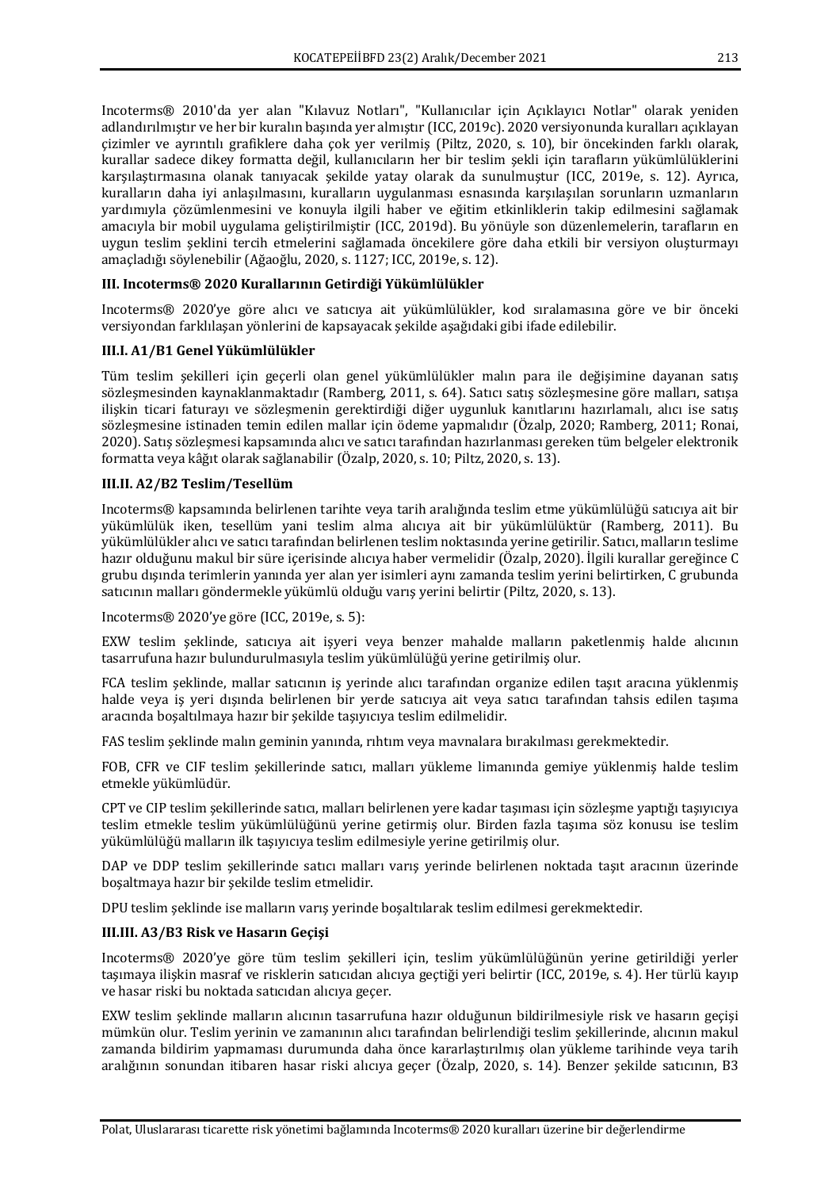Incoterms® 2010'da yer alan "Kılavuz Notları", "Kullanıcılar için Açıklayıcı Notlar" olarak yeniden adlandırılmıştır ve her bir kuralın başında yer almıştır (ICC, 2019c). 2020 versiyonunda kuralları açıklayan çizimler ve ayrıntılı grafiklere daha çok yer verilmiş (Piltz, 2020, s. 10), bir öncekinden farklı olarak, kurallar sadece dikey formatta değil, kullanıcıların her bir teslim şekli için tarafların yükümlülüklerini karşılaştırmasına olanak tanıyacak şekilde yatay olarak da sunulmuştur (ICC, 2019e, s. 12). Ayrıca, kuralların daha iyi anlaşılmasını, kuralların uygulanması esnasında karşılaşılan sorunların uzmanların yardımıyla çözümlenmesini ve konuyla ilgili haber ve eğitim etkinliklerinin takip edilmesini sağlamak amacıyla bir mobil uygulama geliştirilmiştir (ICC, 2019d). Bu yönüyle son düzenlemelerin, tarafların en uygun teslim şeklini tercih etmelerini sağlamada öncekilere göre daha etkili bir versiyon oluşturmayı amaçladığı söylenebilir (Ağaoğlu, 2020, s. 1127; ICC, 2019e, s. 12).

### III. Incoterms® 2020 Kurallarının Getirdiği Yükümlülükler

Incoterms® 2020'ye göre alıcı ve satıcıya ait yükümlülükler, kod sıralamasına göre ve bir önceki versiyondan farklılaşan yönlerini de kapsayacak şekilde aşağıdaki gibi ifade edilebilir.

#### III.I. A1/B1 Genel Yükümlülükler

Tüm teslim şekilleri için geçerli olan genel yükümlülükler malın para ile değişimine dayanan satış sözleşmesinden kaynaklanmaktadır (Ramberg, 2011, s. 64). Satıcı satış sözleşmesine göre malları, satışa ilişkin ticari faturayı ve sözleşmenin gerektirdiği diğer uygunluk kanıtlarını hazırlamalı, alıcı ise satış sözleşmesine istinaden temin edilen mallar için ödeme yapmalıdır (Özalp, 2020; Ramberg, 2011; Ronai, 2020). Satış sözleşmesi kapsamında alıcı ve satıcı tarafından hazırlanması gereken tüm belgeler elektronik formatta veya kâğıt olarak sağlanabilir (Özalp, 2020, s. 10; Piltz, 2020, s. 13).

#### III.II. A2/B2 Teslim/Tesellüm

Incoterms® kapsamında belirlenen tarihte veya tarih aralığında teslim etme yükümlülüğü satıcıya ait bir yükümlülük iken, tesellüm yani teslim alma alıcıya ait bir yükümlülüktür (Ramberg, 2011). Bu yükümlülükler alıcı ve satıcı tarafından belirlenen teslim noktasında yerine getirilir. Satıcı, malların teslime hazır olduğunu makul bir süre içerisinde alıcıya haber vermelidir (Özalp, 2020). İlgili kurallar gereğince C grubu dışında terimlerin yanında yer alan yer isimleri aynı zamanda teslim yerini belirtirken, C grubunda satıcının malları göndermekle yükümlü olduğu varış yerini belirtir (Piltz, 2020, s. 13).

Incoterms® 2020'ye göre (ICC, 2019e, s. 5):

EXW teslim şeklinde, satıcıya ait işyeri veya benzer mahalde malların paketlenmiş halde alıcının tasarrufuna hazır bulundurulmasıyla teslim yükümlülüğü yerine getirilmiş olur.

FCA teslim şeklinde, mallar satıcının iş yerinde alıcı tarafından organize edilen taşıt aracına yüklenmiş halde veya iş yeri dışında belirlenen bir yerde satıcıya ait veya satıcı tarafından tahsis edilen taşıma aracında boşaltılmaya hazır bir şekilde taşıyıcıya teslim edilmelidir.

FAS teslim şeklinde malın geminin yanında, rıhtım veya mavnalara bırakılması gerekmektedir.

FOB, CFR ve CIF teslim şekillerinde satıcı, malları yükleme limanında gemiye yüklenmiş halde teslim etmekle yükümlüdür.

CPT ve CIP teslim şekillerinde satıcı, malları belirlenen yere kadar taşıması için sözleşme yaptığı taşıyıcıya teslim etmekle teslim yükümlülüğünü yerine getirmiş olur. Birden fazla taşıma söz konusu ise teslim yükümlülüğü malların ilk taşıyıcıya teslim edilmesiyle yerine getirilmiş olur.

DAP ve DDP teslim şekillerinde satıcı malları varış yerinde belirlenen noktada taşıt aracının üzerinde boşaltmaya hazır bir şekilde teslim etmelidir.

DPU teslim şeklinde ise malların varış yerinde boşaltılarak teslim edilmesi gerekmektedir.

#### III.III. A3/B3 Risk ve Hasarın Geçişi

Incoterms® 2020'ye göre tüm teslim şekilleri için, teslim yükümlülüğünün yerine getirildiği yerler taşımaya ilişkin masraf ve risklerin satıcıdan alıcıya geçtiği yeri belirtir (ICC, 2019e, s. 4). Her türlü kayıp ve hasar riski bu noktada satıcıdan alıcıya geçer.

EXW teslim şeklinde malların alıcının tasarrufuna hazır olduğunun bildirilmesiyle risk ve hasarın geçişi mümkün olur. Teslim yerinin ve zamanının alıcı tarafından belirlendiği teslim şekillerinde, alıcının makul zamanda bildirim yapmaması durumunda daha önce kararlaştırılmış olan yükleme tarihinde veya tarih aralığının sonundan itibaren hasar riski alıcıya geçer (Özalp, 2020, s. 14). Benzer şekilde satıcının, B3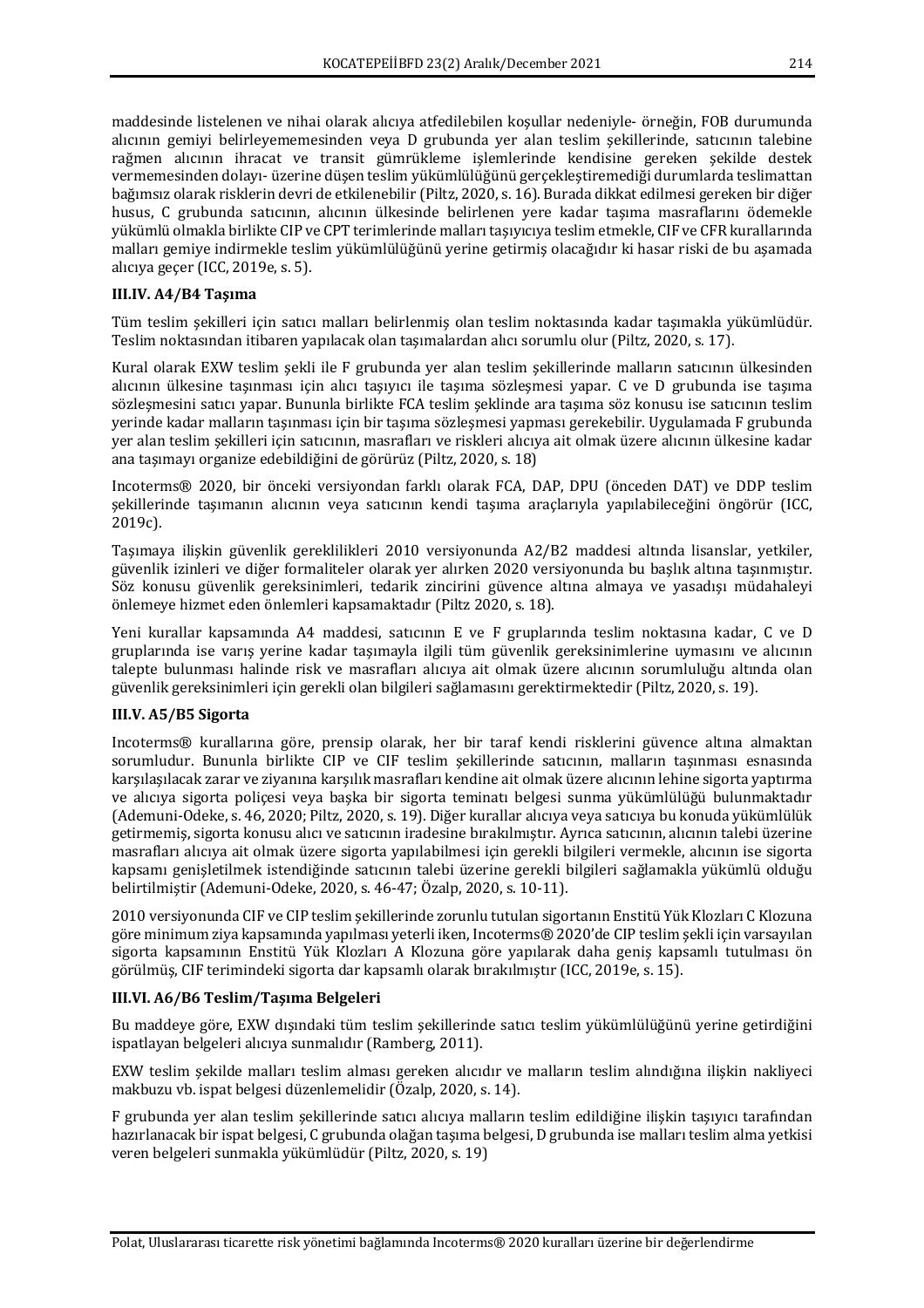maddesinde listelenen ve nihai olarak alıcıya atfedilebilen koşullar nedeniyle- örneğin, FOB durumunda alıcının gemiyi belirleyememesinden veya D grubunda yer alan teslim şekillerinde, satıcının talebine rağmen alıcının ihracat ve transit gümrükleme işlemlerinde kendisine gereken şekilde destek vermemesinden dolayı- üzerine düşen teslim yükümlülüğünü gerçekleştiremediği durumlarda teslimattan bağımsız olarak risklerin devri de etkilenebilir (Piltz, 2020, s. 16). Burada dikkat edilmesi gereken bir diğer husus, C grubunda satıcının, alıcının ülkesinde belirlenen yere kadar taşıma masraflarını ödemekle yükümlü olmakla birlikte CIP ve CPT terimlerinde malları taşıyıcıya teslim etmekle, CIF ve CFR kurallarında malları gemiye indirmekle teslim yükümlülüğünü yerine getirmiş olacağıdır ki hasar riski de bu aşamada alıcıya geçer (ICC, 2019e, s. 5).

### III.IV. A4/B4 Taşıma

Tüm teslim şekilleri için satıcı malları belirlenmiş olan teslim noktasında kadar taşımakla yükümlüdür. Teslim noktasından itibaren yapılacak olan taşımalardan alıcı sorumlu olur (Piltz, 2020, s. 17).

Kural olarak EXW teslim şekli ile F grubunda yer alan teslim şekillerinde malların satıcının ülkesinden alıcının ülkesine taşınması için alıcı taşıyıcı ile taşıma sözleşmesi yapar. C ve D grubunda ise taşıma sözleşmesini satıcı yapar. Bununla birlikte FCA teslim şeklinde ara taşıma söz konusu ise satıcının teslim yerinde kadar malların taşınması için bir taşıma sözleşmesi yapması gerekebilir. Uygulamada F grubunda yer alan teslim şekilleri için satıcının, masrafları ve riskleri alıcıya ait olmak üzere alıcının ülkesine kadar ana taşımayı organize edebildiğini de görürüz (Piltz, 2020, s. 18)

Incoterms® 2020, bir önceki versiyondan farklı olarak FCA, DAP, DPU (önceden DAT) ve DDP teslim şekillerinde taşımanın alıcının veya satıcının kendi taşıma araçlarıyla yapılabileceğini öngörür (ICC, 2019c).

Taşımaya ilişkin güvenlik gereklilikleri 2010 versiyonunda A2/B2 maddesi altında lisanslar, yetkiler, güvenlik izinleri ve diğer formaliteler olarak yer alırken 2020 versiyonunda bu başlık altına taşınmıştır. Söz konusu güvenlik gereksinimleri, tedarik zincirini güvence altına almaya ve yasadışı müdahaleyi önlemeye hizmet eden önlemleri kapsamaktadır (Piltz 2020, s. 18).

Yeni kurallar kapsamında A4 maddesi, satıcının E ve F gruplarında teslim noktasına kadar, C ve D gruplarında ise varış yerine kadar taşımayla ilgili tüm güvenlik gereksinimlerine uymasını ve alıcının talepte bulunması halinde risk ve masrafları alıcıya ait olmak üzere alıcının sorumluluğu altında olan güvenlik gereksinimleri için gerekli olan bilgileri sağlamasını gerektirmektedir (Piltz, 2020, s. 19).

### III.V. A5/B5 Sigorta

Incoterms® kurallarına göre, prensip olarak, her bir taraf kendi risklerini güvence altına almaktan sorumludur. Bununla birlikte CIP ve CIF teslim şekillerinde satıcının, malların taşınması esnasında karşılaşılacak zarar ve ziyanına karşılık masrafları kendine ait olmak üzere alıcının lehine sigorta yaptırma ve alıcıya sigorta poliçesi veya başka bir sigorta teminatı belgesi sunma yükümlülüğü bulunmaktadır (Ademuni-Odeke, s. 46, 2020; Piltz, 2020, s. 19). Diğer kurallar alıcıya veya satıcıya bu konuda yükümlülük getirmemiş, sigorta konusu alıcı ve satıcının iradesine bırakılmıştır. Ayrıca satıcının, alıcının talebi üzerine masrafları alıcıya ait olmak üzere sigorta yapılabilmesi için gerekli bilgileri vermekle, alıcının ise sigorta kapsamı genişletilmek istendiğinde satıcının talebi üzerine gerekli bilgileri sağlamakla yükümlü olduğu belirtilmiştir (Ademuni-Odeke, 2020, s. 46-47; Özalp, 2020, s. 10-11).

2010 versiyonunda CIF ve CIP teslim şekillerinde zorunlu tutulan sigortanın Enstitü Yük Klozları C Klozuna göre minimum ziya kapsamında yapılması yeterli iken, Incoterms® 2020'de CIP teslim şekli için varsayılan sigorta kapsamının Enstitü Yük Klozları A Klozuna göre yapılarak daha geniş kapsamlı tutulması ön görülmüş, CIF terimindeki sigorta dar kapsamlı olarak bırakılmıştır (ICC, 2019e, s. 15).

### III.VI. A6/B6 Teslim/Taşıma Belgeleri

Bu maddeye göre, EXW dışındaki tüm teslim şekillerinde satıcı teslim yükümlülüğünü yerine getirdiğini ispatlayan belgeleri alıcıya sunmalıdır (Ramberg, 2011).

EXW teslim şekilde malları teslim alması gereken alıcıdır ve malların teslim alındığına ilişkin nakliyeci makbuzu vb. ispat belgesi düzenlemelidir (Özalp, 2020, s. 14).

F grubunda yer alan teslim şekillerinde satıcı alıcıya malların teslim edildiğine ilişkin taşıyıcı tarafından hazırlanacak bir ispat belgesi, C grubunda olağan taşıma belgesi, D grubunda ise malları teslim alma yetkisi veren belgeleri sunmakla yükümlüdür (Piltz, 2020, s. 19)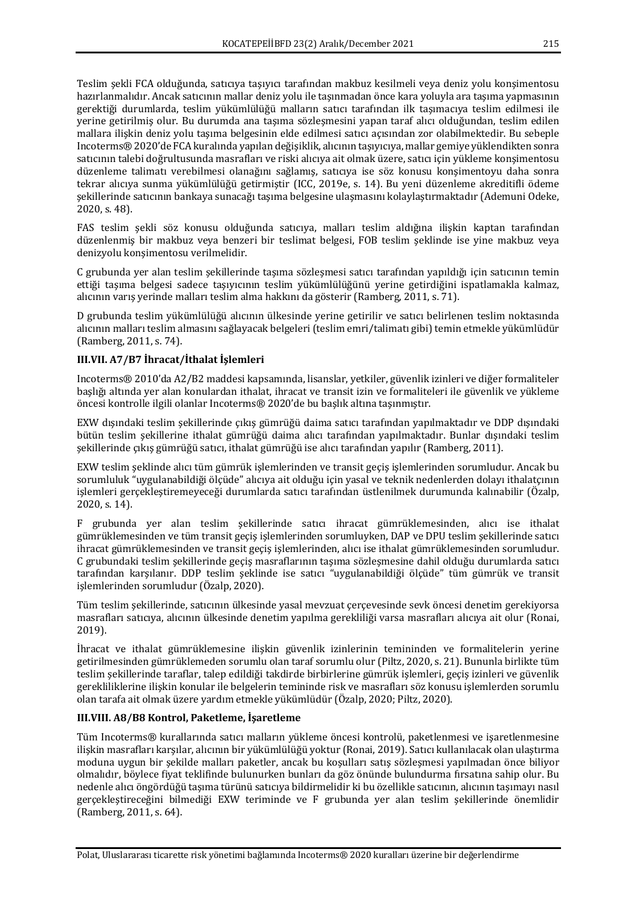Teslim şekli FCA olduğunda, satıcıya taşıyıcı tarafından makbuz kesilmeli veya deniz yolu konşimentosu hazırlanmalıdır. Ancak satıcının mallar deniz yolu ile taşınmadan önce kara yoluyla ara taşıma yapmasının gerektiği durumlarda, teslim yükümlülüğü malların satıcı tarafından ilk taşımacıya teslim edilmesi ile yerine getirilmiş olur. Bu durumda ana taşıma sözleşmesini yapan taraf alıcı olduğundan, teslim edilen mallara ilişkin deniz yolu taşıma belgesinin elde edilmesi satıcı açısından zor olabilmektedir. Bu sebeple Incoterms® 2020'de FCA kuralında yapılan değişiklik, alıcının taşıyıcıya, mallar gemiye yüklendikten sonra satıcının talebi doğrultusunda masrafları ve riski alıcıya ait olmak üzere, satıcı için yükleme konşimentosu düzenleme talimatı verebilmesi olanağını sağlamış, satıcıya ise söz konusu konşimentoyu daha sonra tekrar alıcıya sunma yükümlülüğü getirmiştir (ICC, 2019e, s. 14). Bu yeni düzenleme akreditifli ödeme şekillerinde satıcının bankaya sunacağı taşıma belgesine ulaşmasını kolaylaştırmaktadır (Ademuni Odeke, 2020, s. 48).

FAS teslim şekli söz konusu olduğunda satıcıya, malları teslim aldığına ilişkin kaptan tarafından düzenlenmiş bir makbuz veya benzeri bir teslimat belgesi, FOB teslim şeklinde ise yine makbuz veya denizyolu konşimentosu verilmelidir.

C grubunda yer alan teslim şekillerinde taşıma sözleşmesi satıcı tarafından yapıldığı için satıcının temin ettiği taşıma belgesi sadece taşıyıcının teslim yükümlülüğünü yerine getirdiğini ispatlamakla kalmaz, alıcının varış yerinde malları teslim alma hakkını da gösterir (Ramberg, 2011, s. 71).

D grubunda teslim yükümlülüğü alıcının ülkesinde yerine getirilir ve satıcı belirlenen teslim noktasında alıcının malları teslim almasını sağlayacak belgeleri (teslim emri/talimatı gibi) temin etmekle yükümlüdür (Ramberg, 2011, s. 74).

### III.VII. A7/B7 İhracat/İthalat İşlemleri

Incoterms® 2010'da A2/B2 maddesi kapsamında, lisanslar, yetkiler, güvenlik izinleri ve diğer formaliteler başlığı altında yer alan konulardan ithalat, ihracat ve transit izin ve formaliteleri ile güvenlik ve yükleme öncesi kontrolle ilgili olanlar Incoterms® 2020'de bu başlık altına taşınmıştır.

EXW dışındaki teslim şekillerinde çıkış gümrüğü daima satıcı tarafından yapılmaktadır ve DDP dışındaki bütün teslim şekillerine ithalat gümrüğü daima alıcı tarafından yapılmaktadır. Bunlar dışındaki teslim şekillerinde çıkış gümrüğü satıcı, ithalat gümrüğü ise alıcı tarafından yapılır (Ramberg, 2011).

EXW teslim şeklinde alıcı tüm gümrük işlemlerinden ve transit geçiş işlemlerinden sorumludur. Ancak bu sorumluluk "uygulanabildiği ölçüde" alıcıya ait olduğu için yasal ve teknik nedenlerden dolayı ithalatçının işlemleri gerçekleştiremeyeceği durumlarda satıcı tarafından üstlenilmek durumunda kalınabilir (Özalp, 2020, s. 14).

F grubunda yer alan teslim şekillerinde satıcı ihracat gümrüklemesinden, alıcı ise ithalat gümrüklemesinden ve tüm transit geçiş işlemlerinden sorumluyken, DAP ve DPU teslim şekillerinde satıcı ihracat gümrüklemesinden ve transit geçiş işlemlerinden, alıcı ise ithalat gümrüklemesinden sorumludur. C grubundaki teslim şekillerinde geçiş masraflarının taşıma sözleşmesine dahil olduğu durumlarda satıcı tarafından karşılanır. DDP teslim şeklinde ise satıcı "uygulanabildiği ölçüde" tüm gümrük ve transit işlemlerinden sorumludur (Özalp, 2020).

Tüm teslim şekillerinde, satıcının ülkesinde yasal mevzuat çerçevesinde sevk öncesi denetim gerekiyorsa masrafları satıcıya, alıcının ülkesinde denetim yapılma gerekliliği varsa masrafları alıcıya ait olur (Ronai, 2019).

İhracat ve ithalat gümrüklemesine ilişkin güvenlik izinlerinin temininden ve formalitelerin yerine getirilmesinden gümrüklemeden sorumlu olan taraf sorumlu olur (Piltz, 2020, s. 21). Bununla birlikte tüm teslim şekillerinde taraflar, talep edildiği takdirde birbirlerine gümrük işlemleri, geçiş izinleri ve güvenlik gerekliliklerine ilişkin konular ile belgelerin temininde risk ve masrafları söz konusu işlemlerden sorumlu olan tarafa ait olmak üzere yardım etmekle yükümlüdür (Özalp, 2020; Piltz, 2020).

### III.VIII. A8/B8 Kontrol, Paketleme, İşaretleme

Tüm Incoterms® kurallarında satıcı malların yükleme öncesi kontrolü, paketlenmesi ve işaretlenmesine ilişkin masrafları karşılar, alıcının bir yükümlülüğü yoktur (Ronai, 2019). Satıcı kullanılacak olan ulaştırma moduna uygun bir şekilde malları paketler, ancak bu koşulları satış sözleşmesi yapılmadan önce biliyor olmalıdır, böylece fiyat teklifinde bulunurken bunları da göz önünde bulundurma fırsatına sahip olur. Bu nedenle alıcı öngördüğü taşıma türünü satıcıya bildirmelidir ki bu özellikle satıcının, alıcının taşımayı nasıl gerçekleştireceğini bilmediği EXW teriminde ve F grubunda yer alan teslim şekillerinde önemlidir (Ramberg, 2011, s. 64).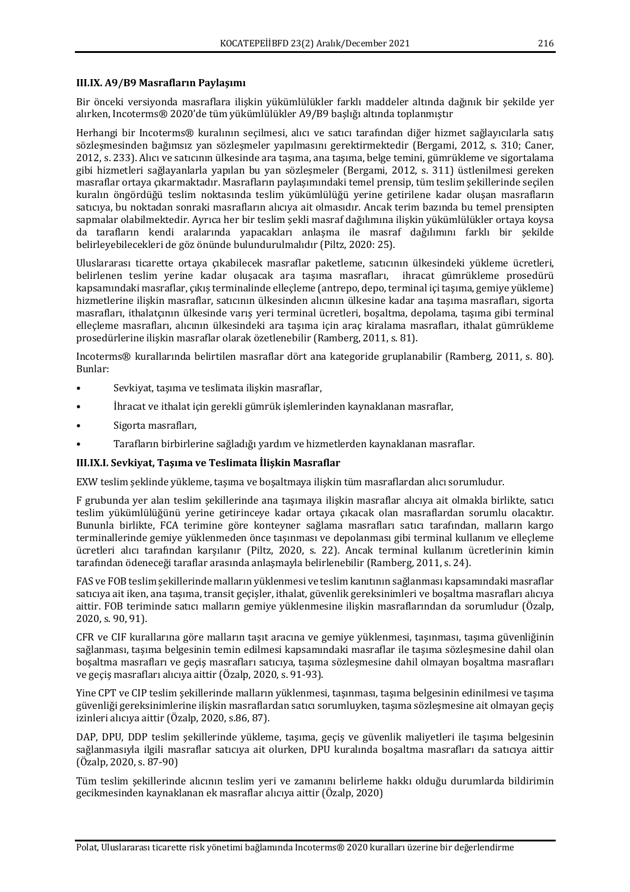### III.IX. A9/B9 Masrafların Paylaşımı

Bir önceki versiyonda masraflara ilişkin yükümlülükler farklı maddeler altında dağınık bir şekilde yer alırken, Incoterms® 2020'de tüm yükümlülükler A9/B9 başlığı altında toplanmıştır

Herhangi bir Incoterms® kuralının seçilmesi, alıcı ve satıcı tarafından diğer hizmet sağlayıcılarla satış sözleşmesinden bağımsız yan sözleşmeler yapılmasını gerektirmektedir (Bergami, 2012, s. 310; Caner, 2012, s. 233). Alıcı ve satıcının ülkesinde ara taşıma, ana taşıma, belge temini, gümrükleme ve sigortalama gibi hizmetleri sağlayanlarla yapılan bu yan sözleşmeler (Bergami, 2012, s. 311) üstlenilmesi gereken masraflar ortaya çıkarmaktadır. Masrafların paylaşımındaki temel prensip, tüm teslim şekillerinde seçilen kuralın öngördüğü teslim noktasında teslim yükümlülüğü yerine getirilene kadar oluşan masrafların satıcıya, bu noktadan sonraki masrafların alıcıya ait olmasıdır. Ancak terim bazında bu temel prensipten sapmalar olabilmektedir. Ayrıca her bir teslim şekli masraf dağılımına ilişkin yükümlülükler ortaya koysa da tarafların kendi aralarında yapacakları anlaşma ile masraf dağılımını farklı bir şekilde belirleyebilecekleri de göz önünde bulundurulmalıdır (Piltz, 2020: 25).

Uluslararası ticarette ortaya çıkabilecek masraflar paketleme, satıcının ülkesindeki yükleme ücretleri, belirlenen teslim yerine kadar oluşacak ara taşıma masrafları, ihracat gümrükleme prosedürü kapsamındaki masraflar, çıkış terminalinde elleçleme (antrepo, depo, terminal içi taşıma, gemiye yükleme) hizmetlerine ilişkin masraflar, satıcının ülkesinden alıcının ülkesine kadar ana taşıma masrafları, sigorta masrafları, ithalatçının ülkesinde varış yeri terminal ücretleri, boşaltma, depolama, taşıma gibi terminal elleçleme masrafları, alıcının ülkesindeki ara taşıma için araç kiralama masrafları, ithalat gümrükleme prosedürlerine ilişkin masraflar olarak özetlenebilir (Ramberg, 2011, s. 81).

Incoterms® kurallarında belirtilen masraflar dört ana kategoride gruplanabilir (Ramberg, 2011, s. 80). Bunlar:

- Sevkiyat, taşıma ve teslimata ilişkin masraflar,
- İhracat ve ithalat için gerekli gümrük işlemlerinden kaynaklanan masraflar,
- Sigorta masrafları,
- Tarafların birbirlerine sağladığı yardım ve hizmetlerden kaynaklanan masraflar.

#### III.IX.I. Sevkiyat, Taşıma ve Teslimata İlişkin Masraflar

EXW teslim şeklinde yükleme, taşıma ve boşaltmaya ilişkin tüm masraflardan alıcı sorumludur.

F grubunda yer alan teslim şekillerinde ana taşımaya ilişkin masraflar alıcıya ait olmakla birlikte, satıcı teslim yükümlülüğünü yerine getirinceye kadar ortaya çıkacak olan masraflardan sorumlu olacaktır. Bununla birlikte, FCA terimine göre konteyner sağlama masrafları satıcı tarafından, malların kargo terminallerinde gemiye yüklenmeden önce taşınması ve depolanması gibi terminal kullanım ve elleçleme ücretleri alıcı tarafından karşılanır (Piltz, 2020, s. 22). Ancak terminal kullanım ücretlerinin kimin tarafından ödeneceği taraflar arasında anlaşmayla belirlenebilir (Ramberg, 2011, s. 24).

FAS ve FOB teslim şekillerinde malların yüklenmesi ve teslim kanıtının sağlanması kapsamındaki masraflar satıcıya ait iken, ana taşıma, transit geçişler, ithalat, güvenlik gereksinimleri ve boşaltma masrafları alıcıya aittir. FOB teriminde satıcı malların gemiye yüklenmesine ilişkin masraflarından da sorumludur (Özalp, 2020, s. 90, 91).

CFR ve CIF kurallarına göre malların taşıt aracına ve gemiye yüklenmesi, taşınması, taşıma güvenliğinin sağlanması, taşıma belgesinin temin edilmesi kapsamındaki masraflar ile taşıma sözleşmesine dahil olan boşaltma masrafları ve geçiş masrafları satıcıya, taşıma sözleşmesine dahil olmayan boşaltma masrafları ve geçiş masrafları alıcıya aittir (Özalp, 2020, s. 91-93).

Yine CPT ve CIP teslim şekillerinde malların yüklenmesi, taşınması, taşıma belgesinin edinilmesi ve taşıma güvenliği gereksinimlerine ilişkin masraflardan satıcı sorumluyken, taşıma sözleşmesine ait olmayan geçiş izinleri alıcıya aittir (Özalp, 2020, s.86, 87).

DAP, DPU, DDP teslim şekillerinde yükleme, taşıma, geçiş ve güvenlik maliyetleri ile taşıma belgesinin sağlanmasıyla ilgili masraflar satıcıya ait olurken, DPU kuralında boşaltma masrafları da satıcıya aittir (Özalp, 2020, s. 87-90)

Tüm teslim şekillerinde alıcının teslim yeri ve zamanını belirleme hakkı olduğu durumlarda bildirimin gecikmesinden kaynaklanan ek masraflar alıcıya aittir (Özalp, 2020)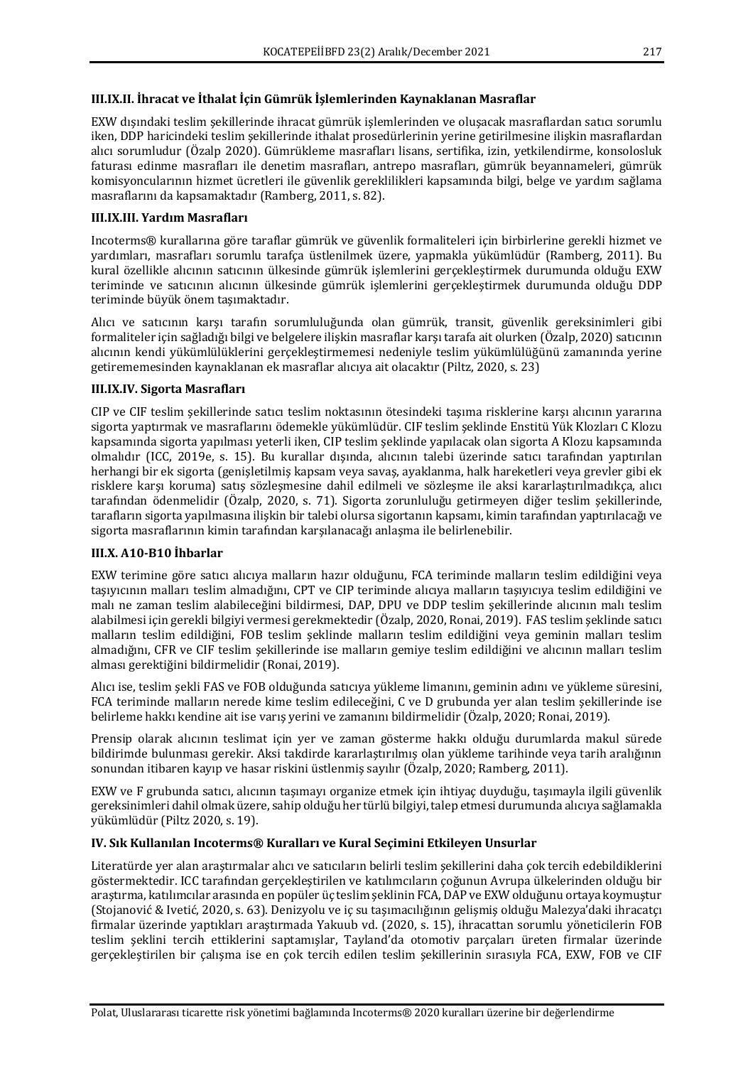### III.IX.II. İhracat ve İthalat İçin Gümrük İşlemlerinden Kaynaklanan Masraflar

EXW dışındaki teslim şekillerinde ihracat gümrük işlemlerinden ve oluşacak masraflardan satıcı sorumlu iken, DDP haricindeki teslim şekillerinde ithalat prosedürlerinin yerine getirilmesine ilişkin masraflardan alıcı sorumludur (Özalp 2020). Gümrükleme masrafları lisans, sertifika, izin, yetkilendirme, konsolosluk faturası edinme masrafları ile denetim masrafları, antrepo masrafları, gümrük beyannameleri, gümrük komisyoncularının hizmet ücretleri ile güvenlik gereklilikleri kapsamında bilgi, belge ve yardım sağlama masraflarını da kapsamaktadır (Ramberg, 2011, s. 82).

### III.IX.III. Yardım Masrafları

Incoterms® kurallarına göre taraflar gümrük ve güvenlik formaliteleri için birbirlerine gerekli hizmet ve yardımları, masrafları sorumlu tarafça üstlenilmek üzere, yapmakla yükümlüdür (Ramberg, 2011). Bu kural özellikle alıcının satıcının ülkesinde gümrük işlemlerini gerçekleştirmek durumunda olduğu EXW teriminde ve satıcının alıcının ülkesinde gümrük işlemlerini gerçekleştirmek durumunda olduğu DDP teriminde büyük önem taşımaktadır.

Alıcı ve satıcının karşı tarafın sorumluluğunda olan gümrük, transit, güvenlik gereksinimleri gibi formaliteler için sağladığı bilgi ve belgelere ilişkin masraflar karşı tarafa ait olurken (Özalp, 2020) satıcının alıcının kendi yükümlülüklerini gerçekleştirmemesi nedeniyle teslim yükümlülüğünü zamanında yerine getirememesinden kaynaklanan ek masraflar alıcıya ait olacaktır (Piltz, 2020, s. 23)

### III.IX.IV. Sigorta Masrafları

CIP ve CIF teslim şekillerinde satıcı teslim noktasının ötesindeki taşıma risklerine karşı alıcının yararına sigorta yaptırmak ve masraflarını ödemekle yükümlüdür. CIF teslim şeklinde Enstitü Yük Klozları C Klozu kapsamında sigorta yapılması yeterli iken, CIP teslim şeklinde yapılacak olan sigorta A Klozu kapsamında olmalıdır (ICC, 2019e, s. 15). Bu kurallar dışında, alıcının talebi üzerinde satıcı tarafından yaptırılan herhangi bir ek sigorta (genişletilmiş kapsam veya savaş, ayaklanma, halk hareketleri veya grevler gibi ek risklere karşı koruma) satış sözleşmesine dahil edilmeli ve sözleşme ile aksi kararlaştırılmadıkça, alıcı tarafından ödenmelidir (Özalp, 2020, s. 71). Sigorta zorunluluğu getirmeyen diğer teslim şekillerinde, tarafların sigorta yapılmasına ilişkin bir talebi olursa sigortanın kapsamı, kimin tarafından yaptırılacağı ve sigorta masraflarının kimin tarafından karşılanacağı anlaşma ile belirlenebilir.

### III.X. A10-B10 İhbarlar

EXW terimine göre satıcı alıcıya malların hazır olduğunu, FCA teriminde malların teslim edildiğini veya taşıyıcının malları teslim almadığını, CPT ve CIP teriminde alıcıya malların taşıyıcıya teslim edildiğini ve malı ne zaman teslim alabileceğini bildirmesi, DAP, DPU ve DDP teslim şekillerinde alıcının malı teslim alabilmesi için gerekli bilgiyi vermesi gerekmektedir (Özalp, 2020, Ronai, 2019). FAS teslim şeklinde satıcı malların teslim edildiğini, FOB teslim şeklinde malların teslim edildiğini veya geminin malları teslim almadığını, CFR ve CIF teslim şekillerinde ise malların gemiye teslim edildiğini ve alıcının malları teslim alması gerektiğini bildirmelidir (Ronai, 2019).

Alıcı ise, teslim şekli FAS ve FOB olduğunda satıcıya yükleme limanını, geminin adını ve yükleme süresini, FCA teriminde malların nerede kime teslim edileceğini, C ve D grubunda yer alan teslim şekillerinde ise belirleme hakkı kendine ait ise varış yerini ve zamanını bildirmelidir (Özalp, 2020; Ronai, 2019).

Prensip olarak alıcının teslimat için yer ve zaman gösterme hakkı olduğu durumlarda makul sürede bildirimde bulunması gerekir. Aksi takdirde kararlaştırılmış olan yükleme tarihinde veya tarih aralığının sonundan itibaren kayıp ve hasar riskini üstlenmiş sayılır (Özalp, 2020; Ramberg, 2011).

EXW ve F grubunda satıcı, alıcının taşımayı organize etmek için ihtiyaç duyduğu, taşımayla ilgili güvenlik gereksinimleri dahil olmak üzere, sahip olduğu her türlü bilgiyi, talep etmesi durumunda alıcıya sağlamakla yükümlüdür (Piltz 2020, s. 19).

## IV. Sık Kullanılan Incoterms® Kuralları ve Kural Seçimini Etkileyen Unsurlar

Literatürde yer alan araştırmalar alıcı ve satıcıların belirli teslim şekillerini daha çok tercih edebildiklerini göstermektedir. ICC tarafından gerçekleştirilen ve katılımcıların çoğunun Avrupa ülkelerinden olduğu bir araştırma, katılımcılar arasında en popüler üç teslim şeklinin FCA, DAP ve EXW olduğunu ortaya koymuştur (Stojanović & Ivetić, 2020, s. 63). Denizyolu ve iç su taşımacılığının gelişmiş olduğu Malezya'daki ihracatçı firmalar üzerinde yaptıkları araştırmada Yakuub vd. (2020, s. 15), ihracattan sorumlu yöneticilerin FOB teslim şeklini tercih ettiklerini saptamışlar, Tayland'da otomotiv parçaları üreten firmalar üzerinde gerçekleştirilen bir çalışma ise en çok tercih edilen teslim şekillerinin sırasıyla FCA, EXW, FOB ve CIF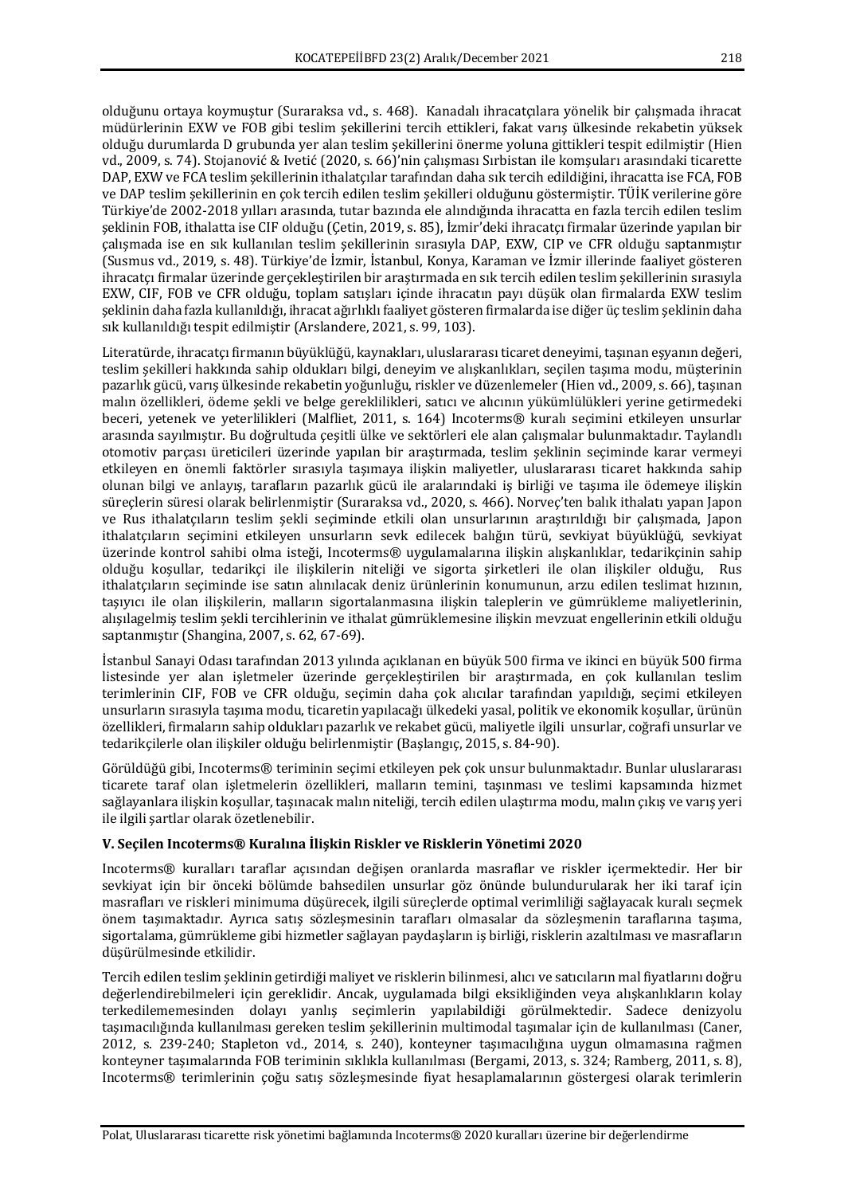olduğunu ortaya koymuştur (Suraraksa vd., s. 468). Kanadalı ihracatçılara yönelik bir çalışmada ihracat müdürlerinin EXW ve FOB gibi teslim şekillerini tercih ettikleri, fakat varış ülkesinde rekabetin yüksek olduğu durumlarda D grubunda yer alan teslim şekillerini önerme yoluna gittikleri tespit edilmiştir (Hien vd., 2009, s. 74). Stojanović & Ivetić (2020, s. 66)'nin çalışması Sırbistan ile komşuları arasındaki ticarette DAP, EXW ve FCA teslim şekillerinin ithalatçılar tarafından daha sık tercih edildiğini, ihracatta ise FCA, FOB ve DAP teslim şekillerinin en çok tercih edilen teslim şekilleri olduğunu göstermiştir. TÜİK verilerine göre Türkiye'de 2002-2018 yılları arasında, tutar bazında ele alındığında ihracatta en fazla tercih edilen teslim şeklinin FOB, ithalatta ise CIF olduğu (Çetin, 2019, s. 85), İzmir'deki ihracatçı firmalar üzerinde yapılan bir çalışmada ise en sık kullanılan teslim şekillerinin sırasıyla DAP, EXW, CIP ve CFR olduğu saptanmıştır (Susmus vd., 2019, s. 48). Türkiye'de İzmir, İstanbul, Konya, Karaman ve İzmir illerinde faaliyet gösteren ihracatçı firmalar üzerinde gerçekleştirilen bir araştırmada en sık tercih edilen teslim şekillerinin sırasıyla EXW, CIF, FOB ve CFR olduğu, toplam satışları içinde ihracatın payı düşük olan firmalarda EXW teslim şeklinin daha fazla kullanıldığı, ihracat ağırlıklı faaliyet gösteren firmalarda ise diğer üç teslim şeklinin daha sık kullanıldığı tespit edilmiştir (Arslandere, 2021, s. 99, 103).

Literatürde, ihracatçı firmanın büyüklüğü, kaynakları, uluslararası ticaret deneyimi, taşınan eşyanın değeri, teslim şekilleri hakkında sahip oldukları bilgi, deneyim ve alışkanlıkları, seçilen taşıma modu, müşterinin pazarlık gücü, varış ülkesinde rekabetin yoğunluğu, riskler ve düzenlemeler (Hien vd., 2009, s. 66), taşınan malın özellikleri, ödeme şekli ve belge gereklilikleri, satıcı ve alıcının yükümlülükleri yerine getirmedeki beceri, yetenek ve yeterlilikleri (Malfliet, 2011, s. 164) Incoterms® kuralı seçimini etkileyen unsurlar arasında sayılmıştır. Bu doğrultuda çeşitli ülke ve sektörleri ele alan çalışmalar bulunmaktadır. Taylandlı otomotiv parçası üreticileri üzerinde yapılan bir araştırmada, teslim şeklinin seçiminde karar vermeyi etkileyen en önemli faktörler sırasıyla taşımaya ilişkin maliyetler, uluslararası ticaret hakkında sahip olunan bilgi ve anlayış, tarafların pazarlık gücü ile aralarındaki iş birliği ve taşıma ile ödemeye ilişkin süreçlerin süresi olarak belirlenmiştir (Suraraksa vd., 2020, s. 466). Norveç'ten balık ithalatı yapan Japon ve Rus ithalatçıların teslim şekli seçiminde etkili olan unsurlarının araştırıldığı bir çalışmada, Japon ithalatçıların seçimini etkileyen unsurların sevk edilecek balığın türü, sevkiyat büyüklüğü, sevkiyat üzerinde kontrol sahibi olma isteği, Incoterms® uygulamalarına ilişkin alışkanlıklar, tedarikçinin sahip olduğu koşullar, tedarikçi ile ilişkilerin niteliği ve sigorta şirketleri ile olan ilişkiler olduğu, Rus ithalatçıların seçiminde ise satın alınacak deniz ürünlerinin konumunun, arzu edilen teslimat hızının, taşıyıcı ile olan ilişkilerin, malların sigortalanmasına ilişkin taleplerin ve gümrükleme maliyetlerinin, alışılagelmiş teslim şekli tercihlerinin ve ithalat gümrüklemesine ilişkin mevzuat engellerinin etkili olduğu saptanmıştır (Shangina, 2007, s. 62, 67-69).

İstanbul Sanayi Odası tarafından 2013 yılında açıklanan en büyük 500 firma ve ikinci en büyük 500 firma listesinde yer alan işletmeler üzerinde gerçekleştirilen bir araştırmada, en çok kullanılan teslim terimlerinin CIF, FOB ve CFR olduğu, seçimin daha çok alıcılar tarafından yapıldığı, seçimi etkileyen unsurların sırasıyla taşıma modu, ticaretin yapılacağı ülkedeki yasal, politik ve ekonomik koşullar, ürünün özellikleri, firmaların sahip oldukları pazarlık ve rekabet gücü, maliyetle ilgili unsurlar, coğrafi unsurlar ve tedarikçilerle olan ilişkiler olduğu belirlenmiştir (Başlangıç, 2015, s. 84-90).

Görüldüğü gibi, Incoterms® teriminin seçimi etkileyen pek çok unsur bulunmaktadır. Bunlar uluslararası ticarete taraf olan işletmelerin özellikleri, malların temini, taşınması ve teslimi kapsamında hizmet sağlayanlara ilişkin koşullar, taşınacak malın niteliği, tercih edilen ulaştırma modu, malın çıkış ve varış yeri ile ilgili şartlar olarak özetlenebilir.

### V. Seçilen Incoterms® Kuralına İlişkin Riskler ve Risklerin Yönetimi 2020

Incoterms® kuralları taraflar açısından değişen oranlarda masraflar ve riskler içermektedir. Her bir sevkiyat için bir önceki bölümde bahsedilen unsurlar göz önünde bulundurularak her iki taraf için masrafları ve riskleri minimuma düşürecek, ilgili süreçlerde optimal verimliliği sağlayacak kuralı seçmek önem taşımaktadır. Ayrıca satış sözleşmesinin tarafları olmasalar da sözleşmenin taraflarına taşıma, sigortalama, gümrükleme gibi hizmetler sağlayan paydaşların iş birliği, risklerin azaltılması ve masrafların düşürülmesinde etkilidir.

Tercih edilen teslim şeklinin getirdiği maliyet ve risklerin bilinmesi, alıcı ve satıcıların mal fiyatlarını doğru değerlendirebilmeleri için gereklidir. Ancak, uygulamada bilgi eksikliğinden veya alışkanlıkların kolay terkedilememesinden dolayı yanlış seçimlerin yapılabildiği görülmektedir. Sadece denizyolu taşımacılığında kullanılması gereken teslim şekillerinin multimodal taşımalar için de kullanılması (Caner, 2012, s. 239-240; Stapleton vd., 2014, s. 240), konteyner taşımacılığına uygun olmamasına rağmen konteyner taşımalarında FOB teriminin sıklıkla kullanılması (Bergami, 2013, s. 324; Ramberg, 2011, s. 8), Incoterms® terimlerinin çoğu satış sözleşmesinde fiyat hesaplamalarının göstergesi olarak terimlerin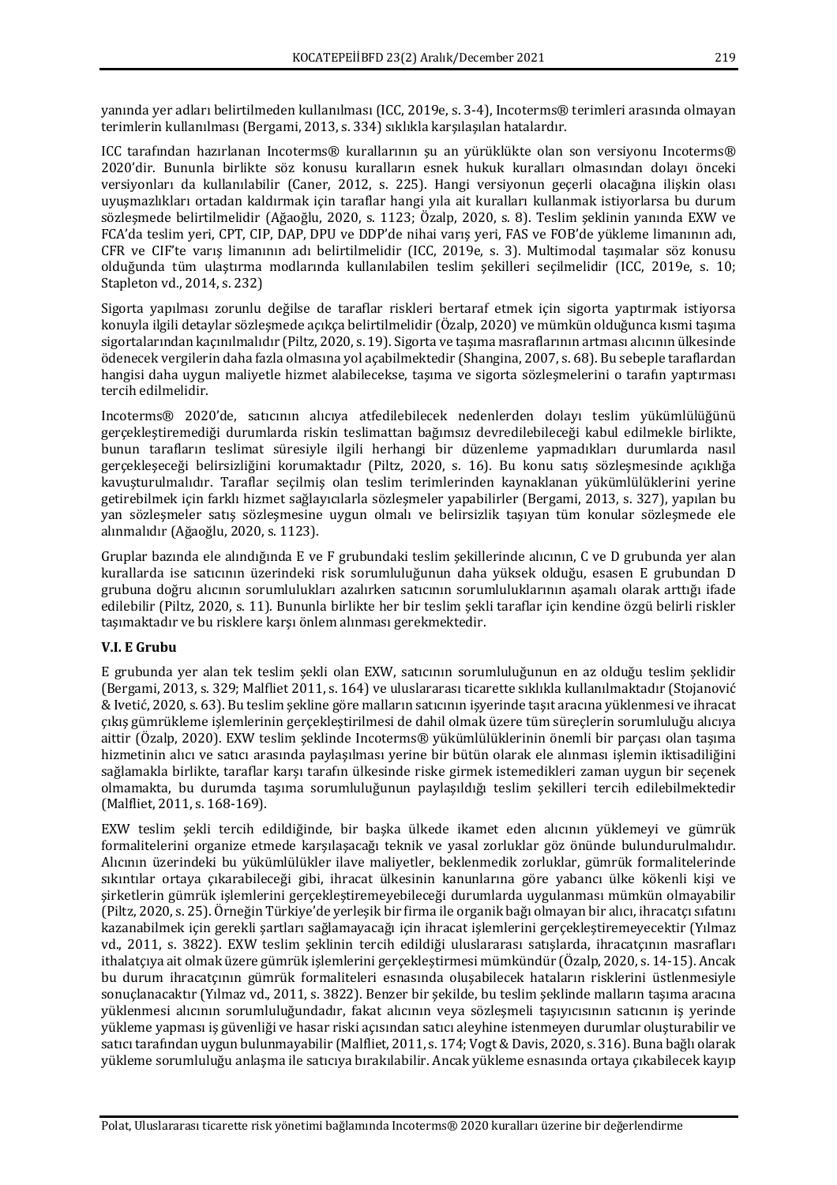yanında yer adları belirtilmeden kullanılması (ICC, 2019e, s. 3-4), Incoterms® terimleri arasında olmayan terimlerin kullanılması (Bergami, 2013, s. 334) sıklıkla karşılaşılan hatalardır.

ICC tarafından hazırlanan Incoterms® kurallarının şu an yürüklükte olan son versiyonu Incoterms® 2020'dir. Bununla birlikte söz konusu kuralların esnek hukuk kuralları olmasından dolayı önceki versiyonları da kullanılabilir (Caner, 2012, s. 225). Hangi versiyonun geçerli olacağına ilişkin olası uyuşmazlıkları ortadan kaldırmak için taraflar hangi yıla ait kuralları kullanmak istiyorlarsa bu durum sözleşmede belirtilmelidir (Ağaoğlu, 2020, s. 1123; Özalp, 2020, s. 8). Teslim şeklinin yanında EXW ve FCA'da teslim yeri, CPT, CIP, DAP, DPU ve DDP'de nihai varış yeri, FAS ve FOB'de yükleme limanının adı, CFR ve CIF'te varış limanının adı belirtilmelidir (ICC, 2019e, s. 3). Multimodal taşımalar söz konusu olduğunda tüm ulaştırma modlarında kullanılabilen teslim şekilleri seçilmelidir (ICC, 2019e, s. 10; Stapleton vd., 2014, s. 232)

Sigorta yapılması zorunlu değilse de taraflar riskleri bertaraf etmek için sigorta yaptırmak istiyorsa konuyla ilgili detaylar sözleşmede açıkça belirtilmelidir (Özalp, 2020) ve mümkün olduğunca kısmi taşıma sigortalarından kaçınılmalıdır (Piltz, 2020, s. 19). Sigorta ve taşıma masraflarının artması alıcının ülkesinde ödenecek vergilerin daha fazla olmasına yol açabilmektedir (Shangina, 2007, s. 68). Bu sebeple taraflardan hangisi daha uygun maliyetle hizmet alabilecekse, taşıma ve sigorta sözleşmelerini o tarafın yaptırması tercih edilmelidir.

Incoterms® 2020'de, satıcının alıcıya atfedilebilecek nedenlerden dolayı teslim yükümlülüğünü gerçekleştiremediği durumlarda riskin teslimattan bağımsız devredilebileceği kabul edilmekle birlikte, bunun tarafların teslimat süresiyle ilgili herhangi bir düzenleme yapmadıkları durumlarda nasıl gerçekleşeceği belirsizliğini korumaktadır (Piltz, 2020, s. 16). Bu konu satış sözleşmesinde açıklığa kavuşturulmalıdır. Taraflar seçilmiş olan teslim terimlerinden kaynaklanan yükümlülüklerini yerine getirebilmek için farklı hizmet sağlayıcılarla sözleşmeler yapabilirler (Bergami, 2013, s. 327), yapılan bu yan sözleşmeler satış sözleşmesine uygun olmalı ve belirsizlik taşıyan tüm konular sözleşmede ele alınmalıdır (Ağaoğlu, 2020, s. 1123).

Gruplar bazında ele alındığında E ve F grubundaki teslim şekillerinde alıcının, C ve D grubunda yer alan kurallarda ise satıcının üzerindeki risk sorumluluğunun daha yüksek olduğu, esasen E grubundan D grubuna doğru alıcının sorumlulukları azalırken satıcının sorumluluklarının aşamalı olarak arttığı ifade edilebilir (Piltz, 2020, s. 11). Bununla birlikte her bir teslim şekli taraflar için kendine özgü belirli riskler taşımaktadır ve bu risklere karşı önlem alınması gerekmektedir.

**V.I. E Grubu**

E grubunda yer alan tek teslim şekli olan EXW, satıcının sorumluluğunun en az olduğu teslim şeklidir (Bergami, 2013, s. 329; Malfliet 2011, s. 164) ve uluslararası ticarette sıklıkla kullanılmaktadır (Stojanović & Ivetić, 2020, s. 63). Bu teslim şekline göre malların satıcının işyerinde taşıt aracına yüklenmesi ve ihracat çıkış gümrükleme işlemlerinin gerçekleştirilmesi de dahil olmak üzere tüm süreçlerin sorumluluğu alıcıya aittir (Özalp, 2020). EXW teslim şeklinde Incoterms® yükümlülüklerinin önemli bir parçası olan taşıma hizmetinin alıcı ve satıcı arasında paylaşılması yerine bir bütün olarak ele alınması işlemin iktisadiliğini sağlamakla birlikte, taraflar karşı tarafın ülkesinde riske girmek istemedikleri zaman uygun bir seçenek olmamakta, bu durumda taşıma sorumluluğunun paylaşıldığı teslim şekilleri tercih edilebilmektedir (Malfliet, 2011, s. 168-169).

EXW teslim şekli tercih edildiğinde, bir başka ülkede ikamet eden alıcının yüklemeyi ve gümrük formalitelerini organize etmede karşılaşacağı teknik ve yasal zorluklar göz önünde bulundurulmalıdır. Alıcının üzerindeki bu yükümlülükler ilave maliyetler, beklenmedik zorluklar, gümrük formalitelerinde sıkıntılar ortaya çıkarabileceği gibi, ihracat ülkesinin kanunlarına göre yabancı ülke kökenli kişi ve şirketlerin gümrük işlemlerini gerçekleştiremeyebileceği durumlarda uygulanması mümkün olmayabilir (Piltz, 2020, s. 25). Örneğin Türkiye'de yerleşik bir firma ile organik bağı olmayan bir alıcı, ihracatçı sıfatını kazanabilmek için gerekli şartları sağlamayacağı için ihracat işlemlerini gerçekleştiremeyecektir (Yılmaz vd., 2011, s. 3822). EXW teslim şeklinin tercih edildiği uluslararası satışlarda, ihracatçının masrafları ithalatçıya ait olmak üzere gümrük işlemlerini gerçekleştirmesi mümkündür (Özalp, 2020, s. 14-15). Ancak bu durum ihracatçının gümrük formaliteleri esnasında oluşabilecek hataların risklerini üstlenmesiyle sonuçlanacaktır (Yılmaz vd., 2011, s. 3822). Benzer bir şekilde, bu teslim şeklinde malların taşıma aracına yüklenmesi alıcının sorumluluğundadır, fakat alıcının veya sözleşmeli taşıyıcısının satıcının iş yerinde yükleme yapması iş güvenliği ve hasar riski açısından satıcı aleyhine istenmeyen durumlar oluşturabilir ve satıcı tarafından uygun bulunmayabilir (Malfliet, 2011, s. 174; Vogt & Davis, 2020, s. 316). Buna bağlı olarak yükleme sorumluluğu anlaşma ile satıcıya bırakılabilir. Ancak yükleme esnasında ortaya çıkabilecek kayıp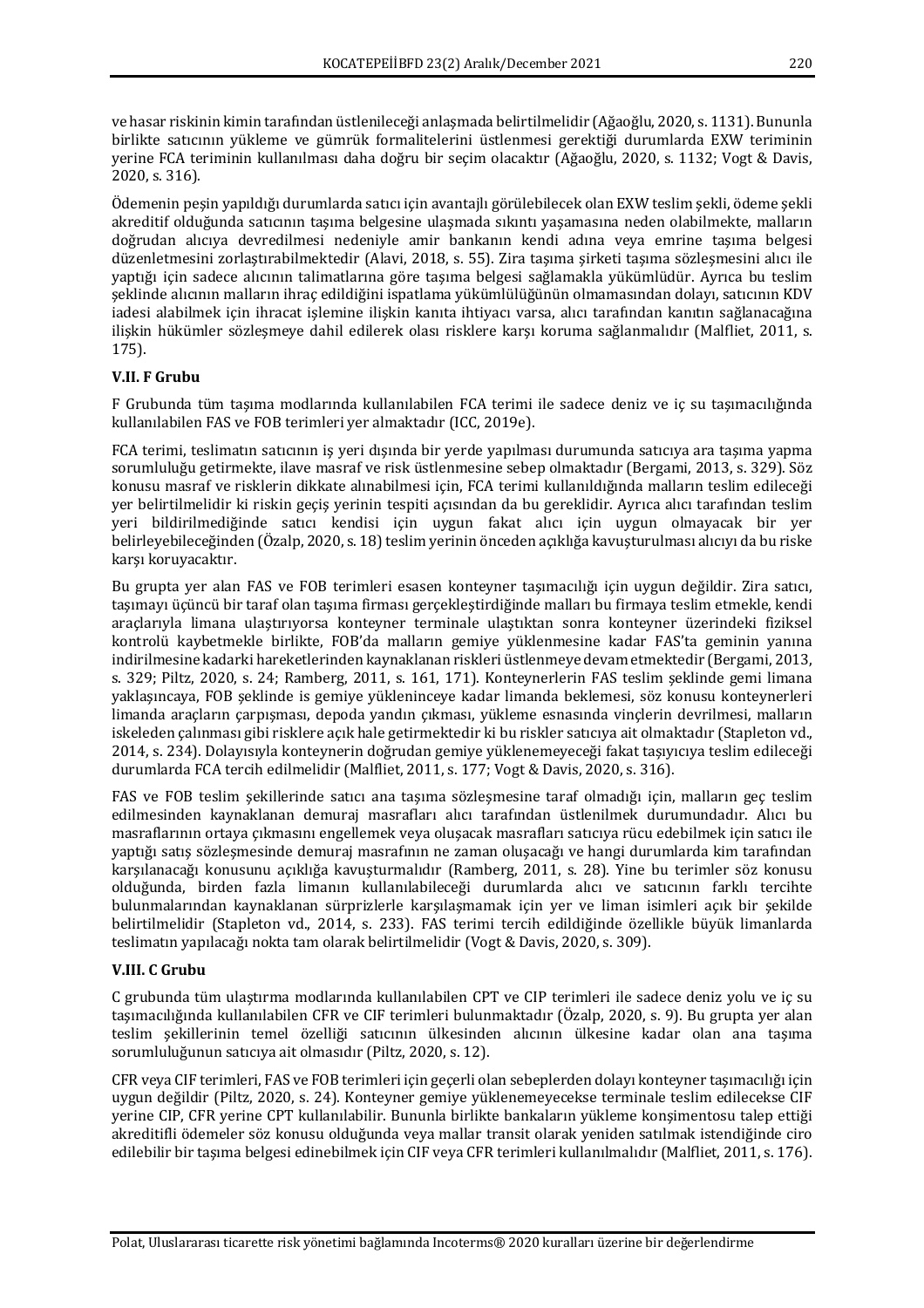ve hasar riskinin kimin tarafından üstlenileceği anlaşmada belirtilmelidir (Ağaoğlu, 2020, s. 1131). Bununla birlikte satıcının yükleme ve gümrük formalitelerini üstlenmesi gerektiği durumlarda EXW teriminin yerine FCA teriminin kullanılması daha doğru bir seçim olacaktır (Ağaoğlu, 2020, s. 1132; Vogt & Davis, 2020, s. 316).

Ödemenin peşin yapıldığı durumlarda satıcı için avantajlı görülebilecek olan EXW teslim şekli, ödeme şekli akreditif olduğunda satıcının taşıma belgesine ulaşmada sıkıntı yaşamasına neden olabilmekte, malların doğrudan alıcıya devredilmesi nedeniyle amir bankanın kendi adına veya emrine taşıma belgesi düzenletmesini zorlaştırabilmektedir (Alavi, 2018, s. 55). Zira taşıma şirketi taşıma sözleşmesini alıcı ile yaptığı için sadece alıcının talimatlarına göre taşıma belgesi sağlamakla yükümlüdür. Ayrıca bu teslim şeklinde alıcının malların ihraç edildiğini ispatlama yükümlülüğünün olmamasından dolayı, satıcının KDV iadesi alabilmek için ihracat işlemine ilişkin kanıta ihtiyacı varsa, alıcı tarafından kanıtın sağlanacağına ilişkin hükümler sözleşmeye dahil edilerek olası risklere karşı koruma sağlanmalıdır (Malfliet, 2011, s. 175).

### V.II. F Grubu

F Grubunda tüm taşıma modlarında kullanılabilen FCA terimi ile sadece deniz ve iç su taşımacılığında kullanılabilen FAS ve FOB terimleri yer almaktadır (ICC, 2019e).

FCA terimi, teslimatın satıcının iş yeri dışında bir yerde yapılması durumunda satıcıya ara taşıma yapma sorumluluğu getirmekte, ilave masraf ve risk üstlenmesine sebep olmaktadır (Bergami, 2013, s. 329). Söz konusu masraf ve risklerin dikkate alınabilmesi için, FCA terimi kullanıldığında malların teslim edileceği yer belirtilmelidir ki riskin geçiş yerinin tespiti açısından da bu gereklidir. Ayrıca alıcı tarafından teslim yeri bildirilmediğinde satıcı kendisi için uygun fakat alıcı için uygun olmayacak bir yer belirleyebileceğinden (Özalp, 2020, s. 18) teslim yerinin önceden açıklığa kavuşturulması alıcıyı da bu riske karşı koruyacaktır.

Bu grupta yer alan FAS ve FOB terimleri esasen konteyner taşımacılığı için uygun değildir. Zira satıcı, taşımayı üçüncü bir taraf olan taşıma firması gerçekleştirdiğinde malları bu firmaya teslim etmekle, kendi araçlarıyla limana ulaştırıyorsa konteyner terminale ulaştıktan sonra konteyner üzerindeki fiziksel kontrolü kaybetmekle birlikte, FOB'da malların gemiye yüklenmesine kadar FAS'ta geminin yanına indirilmesine kadarki hareketlerinden kaynaklanan riskleri üstlenmeye devam etmektedir (Bergami, 2013, s. 329; Piltz, 2020, s. 24; Ramberg, 2011, s. 161, 171). Konteynerlerin FAS teslim şeklinde gemi limana yaklaşıncaya, FOB şeklinde is gemiye yükleninceye kadar limanda beklemesi, söz konusu konteynerleri limanda araçların çarpışması, depoda yandın çıkması, yükleme esnasında vinçlerin devrilmesi, malların iskeleden çalınması gibi risklere açık hale getirmektedir ki bu riskler satıcıya ait olmaktadır (Stapleton vd., 2014, s. 234). Dolayısıyla konteynerin doğrudan gemiye yüklenemeyeceği fakat taşıyıcıya teslim edileceği durumlarda FCA tercih edilmelidir (Malfliet, 2011, s. 177; Vogt & Davis, 2020, s. 316).

FAS ve FOB teslim şekillerinde satıcı ana taşıma sözleşmesine taraf olmadığı için, malların geç teslim edilmesinden kaynaklanan demuraj masrafları alıcı tarafından üstlenilmek durumundadır. Alıcı bu masraflarının ortaya çıkmasını engellemek veya oluşacak masrafları satıcıya rücu edebilmek için satıcı ile yaptığı satış sözleşmesinde demuraj masrafının ne zaman oluşacağı ve hangi durumlarda kim tarafından karşılanacağı konusunu açıklığa kavuşturmalıdır (Ramberg, 2011, s. 28). Yine bu terimler söz konusu olduğunda, birden fazla limanın kullanılabileceği durumlarda alıcı ve satıcının farklı tercihte bulunmalarından kaynaklanan sürprizlerle karşılaşmamak için yer ve liman isimleri açık bir şekilde belirtilmelidir (Stapleton vd., 2014, s. 233). FAS terimi tercih edildiğinde özellikle büyük limanlarda teslimatın yapılacağı nokta tam olarak belirtilmelidir (Vogt & Davis, 2020, s. 309).

### V.III. C Grubu

C grubunda tüm ulaştırma modlarında kullanılabilen CPT ve CIP terimleri ile sadece deniz yolu ve iç su taşımacılığında kullanılabilen CFR ve CIF terimleri bulunmaktadır (Özalp, 2020, s. 9). Bu grupta yer alan teslim şekillerinin temel özelliği satıcının ülkesinden alıcının ülkesine kadar olan ana taşıma sorumluluğunun satıcıya ait olmasıdır (Piltz, 2020, s. 12).

CFR veya CIF terimleri, FAS ve FOB terimleri için geçerli olan sebeplerden dolayı konteyner taşımacılığı için uygun değildir (Piltz, 2020, s. 24). Konteyner gemiye yüklenemeyecekse terminale teslim edilecekse CIF yerine CIP, CFR yerine CPT kullanılabilir. Bununla birlikte bankaların yükleme konşimentosu talep ettiği akreditifli ödemeler söz konusu olduğunda veya mallar transit olarak yeniden satılmak istendiğinde ciro edilebilir bir taşıma belgesi edinebilmek için CIF veya CFR terimleri kullanılmalıdır (Malfliet, 2011, s. 176).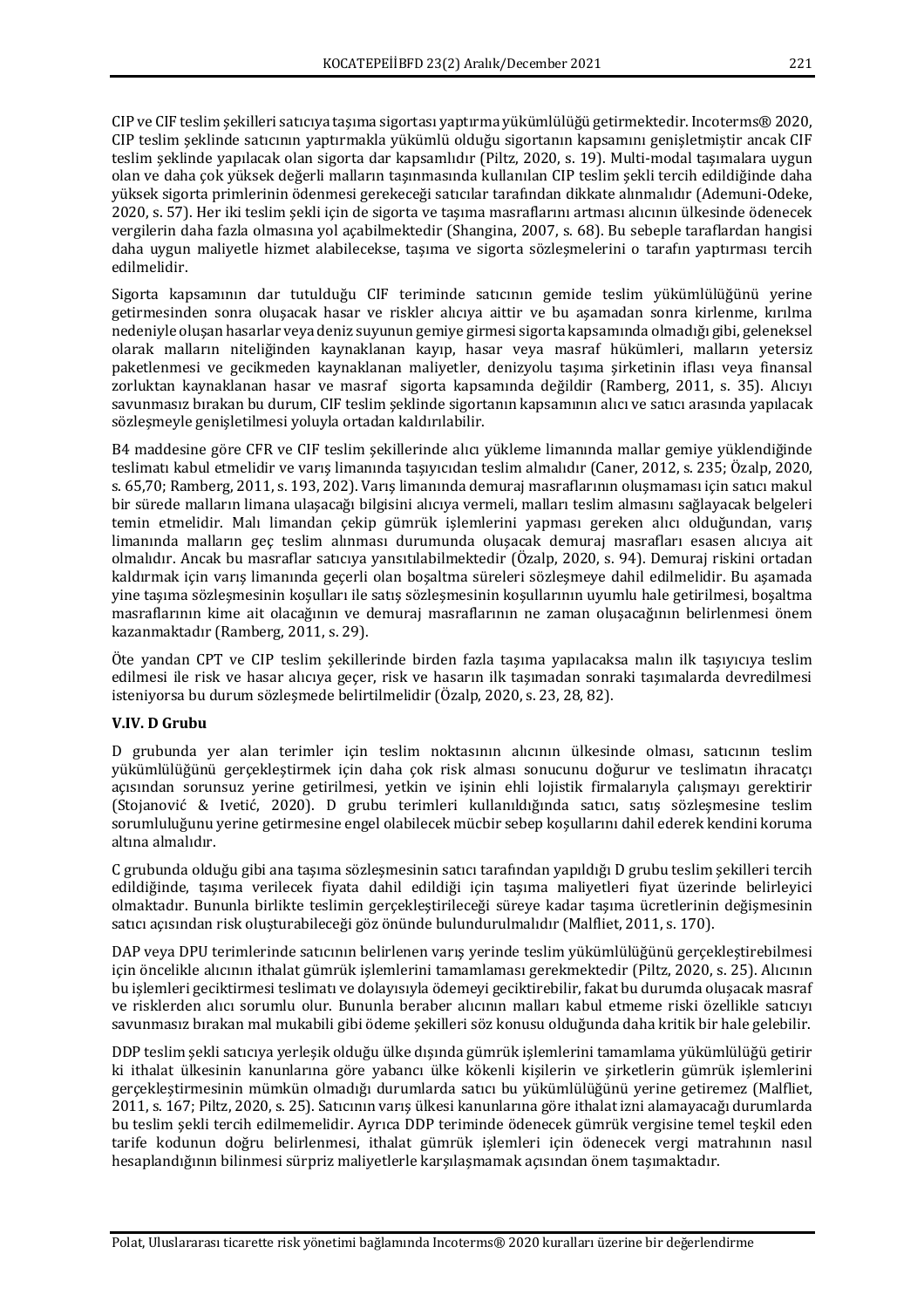CIP ve CIF teslim şekilleri satıcıya taşıma sigortası yaptırma yükümlülüğü getirmektedir. Incoterms® 2020, CIP teslim şeklinde satıcının yaptırmakla yükümlü olduğu sigortanın kapsamını genişletmiştir ancak CIF teslim şeklinde yapılacak olan sigorta dar kapsamlıdır (Piltz, 2020, s. 19). Multi-modal taşımalara uygun olan ve daha çok yüksek değerli malların taşınmasında kullanılan CIP teslim şekli tercih edildiğinde daha yüksek sigorta primlerinin ödenmesi gerekeceği satıcılar tarafından dikkate alınmalıdır (Ademuni-Odeke, 2020, s. 57). Her iki teslim şekli için de sigorta ve taşıma masraflarını artması alıcının ülkesinde ödenecek vergilerin daha fazla olmasına yol açabilmektedir (Shangina, 2007, s. 68). Bu sebeple taraflardan hangisi daha uygun maliyetle hizmet alabilecekse, taşıma ve sigorta sözleşmelerini o tarafın yaptırması tercih edilmelidir.

Sigorta kapsamının dar tutulduğu CIF teriminde satıcının gemide teslim yükümlülüğünü yerine getirmesinden sonra oluşacak hasar ve riskler alıcıya aittir ve bu aşamadan sonra kirlenme, kırılma nedeniyle oluşan hasarlar veya deniz suyunun gemiye girmesi sigorta kapsamında olmadığı gibi, geleneksel olarak malların niteliğinden kaynaklanan kayıp, hasar veya masraf hükümleri, malların yetersiz paketlenmesi ve gecikmeden kaynaklanan maliyetler, denizyolu taşıma şirketinin iflası veya finansal zorluktan kaynaklanan hasar ve masraf sigorta kapsamında değildir (Ramberg, 2011, s. 35). Alıcıyı savunmasız bırakan bu durum, CIF teslim şeklinde sigortanın kapsamının alıcı ve satıcı arasında yapılacak sözleşmeyle genişletilmesi yoluyla ortadan kaldırılabilir.

B4 maddesine göre CFR ve CIF teslim şekillerinde alıcı yükleme limanında mallar gemiye yüklendiğinde teslimatı kabul etmelidir ve varış limanında taşıyıcıdan teslim almalıdır (Caner, 2012, s. 235; Özalp, 2020, s. 65,70; Ramberg, 2011, s. 193, 202). Varış limanında demuraj masraflarının oluşmaması için satıcı makul bir sürede malların limana ulaşacağı bilgisini alıcıya vermeli, malları teslim almasını sağlayacak belgeleri temin etmelidir. Malı limandan çekip gümrük işlemlerini yapması gereken alıcı olduğundan, varış limanında malların geç teslim alınması durumunda oluşacak demuraj masrafları esasen alıcıya ait olmalıdır. Ancak bu masraflar satıcıya yansıtılabilmektedir (Özalp, 2020, s. 94). Demuraj riskini ortadan kaldırmak için varış limanında geçerli olan boşaltma süreleri sözleşmeye dahil edilmelidir. Bu aşamada yine taşıma sözleşmesinin koşulları ile satış sözleşmesinin koşullarının uyumlu hale getirilmesi, boşaltma masraflarının kime ait olacağının ve demuraj masraflarının ne zaman oluşacağının belirlenmesi önem kazanmaktadır (Ramberg, 2011, s. 29).

Öte yandan CPT ve CIP teslim şekillerinde birden fazla taşıma yapılacaksa malın ilk taşıyıcıya teslim edilmesi ile risk ve hasar alıcıya geçer, risk ve hasarın ilk taşımadan sonraki taşımalarda devredilmesi isteniyorsa bu durum sözleşmede belirtilmelidir (Özalp, 2020, s. 23, 28, 82).

### V.IV. D Grubu

D grubunda yer alan terimler için teslim noktasının alıcının ülkesinde olması, satıcının teslim yükümlülüğünü gerçekleştirmek için daha çok risk alması sonucunu doğurur ve teslimatın ihracatçı açısından sorunsuz yerine getirilmesi, yetkin ve işinin ehli lojistik firmalarıyla çalışmayı gerektirir (Stojanović & Ivetić, 2020). D grubu terimleri kullanıldığında satıcı, satış sözleşmesine teslim sorumluluğunu yerine getirmesine engel olabilecek mücbir sebep koşullarını dahil ederek kendini koruma altına almalıdır.

C grubunda olduğu gibi ana taşıma sözleşmesinin satıcı tarafından yapıldığı D grubu teslim şekilleri tercih edildiğinde, taşıma verilecek fiyata dahil edildiği için taşıma maliyetleri fiyat üzerinde belirleyici olmaktadır. Bununla birlikte teslimin gerçekleştirileceği süreye kadar taşıma ücretlerinin değişmesinin satıcı açısından risk oluşturabileceği göz önünde bulundurulmalıdır (Malfliet, 2011, s. 170).

DAP veya DPU terimlerinde satıcının belirlenen varış yerinde teslim yükümlülüğünü gerçekleştirebilmesi için öncelikle alıcının ithalat gümrük işlemlerini tamamlaması gerekmektedir (Piltz, 2020, s. 25). Alıcının bu işlemleri geciktirmesi teslimatı ve dolayısıyla ödemeyi geciktirebilir, fakat bu durumda oluşacak masraf ve risklerden alıcı sorumlu olur. Bunula beraber alıcının malları kabul etmeme riski özellikle satıcıyı savunmasız bırakan mal mukabili gibi ödeme şekilleri söz konusu olduğunda daha kritik bir hale gelebilir.

DDP teslim şekli satıcıya yerleşik olduğu ülke dışında gümrük işlemlerini tamamlama yükümlülüğü getirir ki ithalat ülkesinin kanunlarına göre yabancı ülke kökenli kişilerin ve şirketlerin gümrük işlemlerini gerçekleştirmesinin mümkün olmadığı durumlarda satıcı bu yükümlülüğünü yerine getiremez (Malfliet, 2011, s. 167; Piltz, 2020, s. 25). Satıcının varış ülkesi kanunlarına göre ithalat izni alamayacağı durumlarda bu teslim şekli tercih edilmemelidir. Ayrıca DDP teriminde ödenecek gümrük vergisine temel teşkil eden tarife kodunun doğru belirlenmesi, ithalat gümrük işlemleri için ödenecek vergi matrahının nasıl hesaplandığının bilinmesi sürpriz maliyetlerle karşılaşmamak açısından önem taşımaktadır.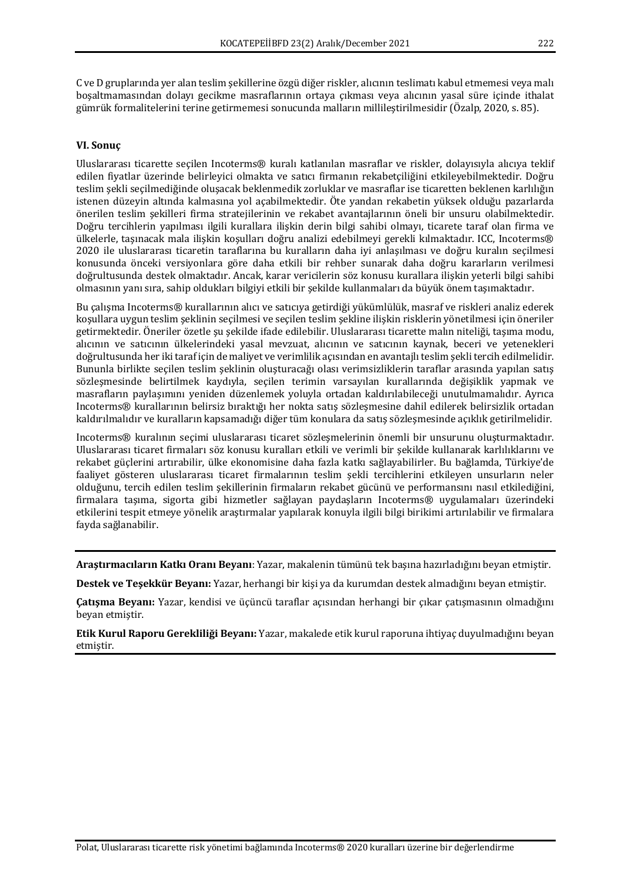C ve D gruplarında yer alan teslim şekillerine özgü diğer riskler, alıcının teslimatı kabul etmemesi veya malı boşaltmamasından dolayı gecikme masraflarının ortaya çıkması veya alıcının yasal süre içinde ithalat gümrük formalitelerini terine getirmemesi sonucunda malların millileştirilmesidir (Özalp, 2020, s. 85).

## VI. Sonuç

Uluslararası ticarette seçilen Incoterms® kuralı katlanılan masraflar ve riskler, dolayısıyla alıcıya teklif edilen fiyatlar üzerinde belirleyici olmakta ve satıcı firmanın rekabetçiliğini etkileyebilmektedir. Doğru teslim şekli seçilmediğinde oluşacak beklenmedik zorluklar ve masraflar ise ticaretten beklenen karlılığın istenen düzeyin altında kalmasına yol açabilmektedir. Öte yandan rekabetin yüksek olduğu pazarlarda önerilen teslim şekilleri firma stratejilerinin ve rekabet avantajlarının öneli bir unsuru olabilmektedir. Doğru tercihlerin yapılması ilgili kurallara ilişkin derin bilgi sahibi olmayı, ticarete taraf olan firma ve ülkelerle, taşınacak mala ilişkin koşulları doğru analizi edebilmeyi gerekli kılmaktadır. ICC, Incoterms® 2020 ile uluslararası ticaretin taraflarına bu kuralların daha iyi anlaşılması ve doğru kuralın seçilmesi konusunda önceki versiyonlara göre daha etkili bir rehber sunarak daha doğru kararların verilmesi doğrultusunda destek olmaktadır. Ancak, karar vericilerin söz konusu kurallara ilişkin yeterli bilgi sahibi olmasının yanı sıra, sahip oldukları bilgiyi etkili bir şekilde kullanmaları da büyük önem taşımaktadır.

Bu çalışma Incoterms® kurallarının alıcı ve satıcıya getirdiği yükümlülük, masraf ve riskleri analiz ederek koşullara uygun teslim şeklinin seçilmesi ve seçilen teslim şekline ilişkin risklerin yönetilmesi için öneriler getirmektedir. Öneriler özetle şu şekilde ifade edilebilir. Uluslararası ticarette malın niteliği, taşıma modu, alıcının ve satıcının ülkelerindeki yasal mevzuat, alıcının ve satıcının kaynak, beceri ve yetenekleri doğrultusunda her iki taraf için de maliyet ve verimlilik açısından en avantajlı teslim şekli tercih edilmelidir. Bununla birlikte seçilen teslim şeklinin oluşturacağı olası verimsizliklerin taraflar arasında yapılan satış sözleşmesinde belirtilmek kaydıyla, seçilen terimin varsayılan kurallarında değişiklik yapmak ve masrafların paylaşımını yeniden düzenlemek yoluyla ortadan kaldırılabileceği unutulmamalıdır. Ayrıca Incoterms® kurallarının belirsiz bıraktığı her nokta satış sözleşmesine dahil edilerek belirsizlik ortadan kaldırılmalıdır ve kuralların kapsamadığı diğer tüm konulara da satış sözleşmesinde açıklık getirilmelidir.

Incoterms® kuralının seçimi uluslararası ticaret sözleşmelerinin önemli bir unsurunu oluşturmaktadır. Uluslararası ticaret firmaları söz konusu kuralları etkili ve verimli bir şekilde kullanarak karlılıklarını ve rekabet güçlerini artırabilir, ülke ekonomisine daha fazla katkı sağlayabilirler. Bu bağlamda, Türkiye'de faaliyet gösteren uluslararası ticaret firmalarının teslim şekli tercihlerini etkileyen unsurların neler olduğunu, tercih edilen teslim şekillerinin firmaların rekabet gücünü ve performansını nasıl etkilediğini, firmalara taşıma, sigorta gibi hizmetler sağlayan paydaşların Incoterms® uygulamaları üzerindeki etkilerini tespit etmeye yönelik araştırmalar yapılarak konuyla ilgili bilgi birikimi artırılabilir ve firmalara fayda sağlanabilir.

---

**Araştırmacıların Katkı Oranı Beyanı**: Yazar, makalenin tümünü tek başına hazırladığını beyan etmiştir.

**Destek ve Teşekkür Beyanı:** Yazar, herhangi bir kişi ya da kurumdan destek almadığını beyan etmiştir.

**Çatışma Beyanı:** Yazar, kendisi ve üçüncü taraflar açısından herhangi bir çıkar çatışmasının olmadığını beyan etmiştir.

**Etik Kurul Raporu Gerekliliği Beyanı:** Yazar, makalede etik kurul raporuna ihtiyaç duyulmadığını beyan etmiştir.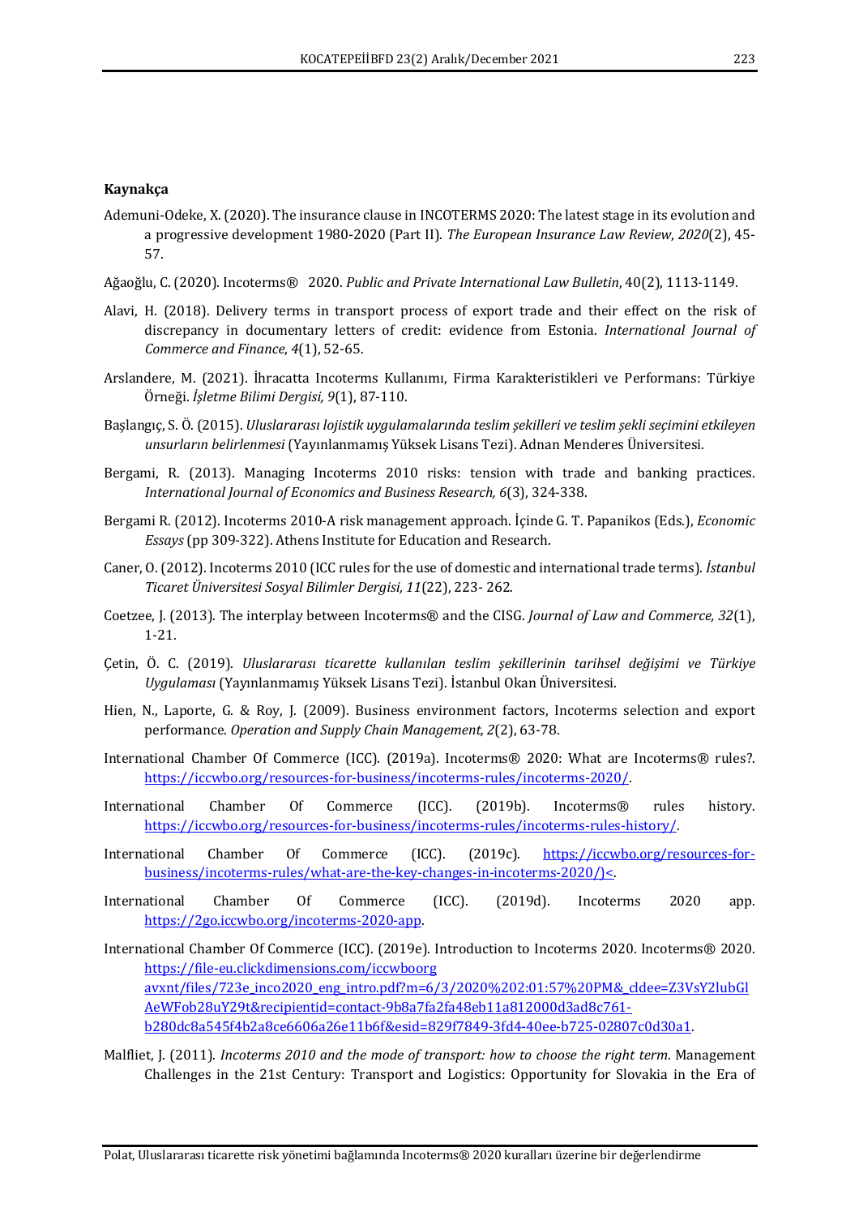**Kaynakça**

Ademuni-Odeke, X. (2020). The insurance clause in INCOTERMS 2020: The latest stage in its evolution and a progressive development 1980-2020 (Part II). *The European Insurance Law Review*, *2020*(2), 45-57.

Ağaoğlu, C. (2020). Incoterms® 2020. *Public and Private International Law Bulletin*, 40(2), 1113-1149.

Alavi, H. (2018). Delivery terms in transport process of export trade and their effect on the risk of discrepancy in documentary letters of credit: evidence from Estonia. *International Journal of Commerce and Finance*, *4*(1), 52-65.

Arslandere, M. (2021). İhracatta Incoterms Kullanımı, Firma Karakteristikleri ve Performans: Türkiye Örneği. *İşletme Bilimi Dergisi, 9*(1), 87-110.

Başlangıç, S. Ö. (2015). *Uluslararası lojistik uygulamalarında teslim şekilleri ve teslim şekli seçimini etkileyen unsurların belirlenmesi* (Yayınlanmamış Yüksek Lisans Tezi). Adnan Menderes Üniversitesi.

Bergami, R. (2013). Managing Incoterms 2010 risks: tension with trade and banking practices. *International Journal of Economics and Business Research, 6*(3), 324-338.

Bergami R. (2012). Incoterms 2010-A risk management approach. İçinde G. T. Papanikos (Eds.), *Economic Essays* (pp 309-322). Athens Institute for Education and Research.

Caner, O. (2012). Incoterms 2010 (ICC rules for the use of domestic and international trade terms). *İstanbul Ticaret Üniversitesi Sosyal Bilimler Dergisi, 11*(22), 223- 262.

Coetzee, J. (2013). The interplay between Incoterms® and the CISG. *Journal of Law and Commerce, 32*(1), 1-21.

Çetin, Ö. C. (2019). *Uluslararası ticarette kullanılan teslim şekillerinin tarihsel değişimi ve Türkiye Uygulaması* (Yayınlanmamış Yüksek Lisans Tezi). İstanbul Okan Üniversitesi.

Hien, N., Laporte, G. & Roy, J. (2009). Business environment factors, Incoterms selection and export performance. *Operation and Supply Chain Management, 2*(2), 63-78.

International Chamber Of Commerce (ICC). (2019a). Incoterms® 2020: What are Incoterms® rules?. https://iccwbo.org/resources-for-business/incoterms-rules/incoterms-2020/.

International Chamber Of Commerce (ICC). (2019b). Incoterms® rules history. https://iccwbo.org/resources-for-business/incoterms-rules/incoterms-rules-history/.

International Chamber Of Commerce (ICC). (2019c). https://iccwbo.org/resources-for-business/incoterms-rules/what-are-the-key-changes-in-incoterms-2020/)<.

International Chamber Of Commerce (ICC). (2019d). Incoterms 2020 app. https://2go.iccwbo.org/incoterms-2020-app.

International Chamber Of Commerce (ICC). (2019e). Introduction to Incoterms 2020. Incoterms® 2020. https://file-eu.clickdimensions.com/iccwboorg avxnt/files/723e_inco2020_eng_intro.pdf?m=6/3/2020%202:01:57%20PM&_cldee=Z3VsY2lubGlAeWFob28uY29t&recipientid=contact-9b8a7fa2fa48eb11a812000d3ad8c761-b280dc8a545f4b2a8ce6606a26e11b6f&esid=829f7849-3fd4-40ee-b725-02807c0d30a1.

Malfliet, J. (2011). *Incoterms 2010 and the mode of transport: how to choose the right term*. Management Challenges in the 21st Century: Transport and Logistics: Opportunity for Slovakia in the Era of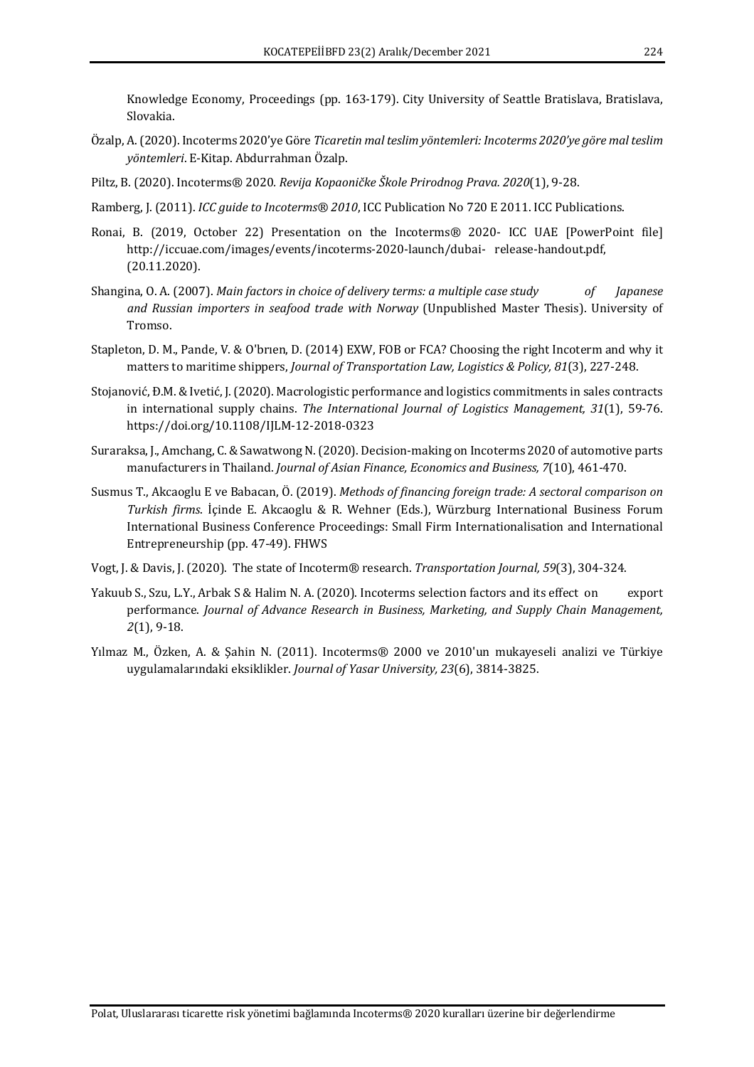Knowledge Economy, Proceedings (pp. 163-179). City University of Seattle Bratislava, Bratislava, Slovakia.

Özalp, A. (2020). Incoterms 2020'ye Göre *Ticaretin mal teslim yöntemleri: Incoterms 2020'ye göre mal teslim yöntemleri*. E-Kitap. Abdurrahman Özalp.

Piltz, B. (2020). Incoterms® 2020. *Revija Kopaoničke Škole Prirodnog Prava. 2020*(1), 9-28.

Ramberg, J. (2011). *ICC guide to Incoterms® 2010*, ICC Publication No 720 E 2011. ICC Publications.

Ronai, B. (2019, October 22) Presentation on the Incoterms® 2020- ICC UAE [PowerPoint file] http://iccuae.com/images/events/incoterms-2020-launch/dubai- release-handout.pdf, (20.11.2020).

Shangina, O. A. (2007). *Main factors in choice of delivery terms: a multiple case study of Japanese and Russian importers in seafood trade with Norway* (Unpublished Master Thesis). University of Tromso.

Stapleton, D. M., Pande, V. & O'brıen, D. (2014) EXW, FOB or FCA? Choosing the right Incoterm and why it matters to maritime shippers, *Journal of Transportation Law, Logistics & Policy, 81*(3), 227-248.

Stojanović, Đ.M. & Ivetić, J. (2020). Macrologistic performance and logistics commitments in sales contracts in international supply chains. *The International Journal of Logistics Management, 31*(1), 59-76. https://doi.org/10.1108/IJLM-12-2018-0323

Suraraksa, J., Amchang, C. & Sawatwong N. (2020). Decision-making on Incoterms 2020 of automotive parts manufacturers in Thailand. *Journal of Asian Finance, Economics and Business, 7*(10), 461-470.

Susmus T., Akcaoglu E ve Babacan, Ö. (2019). *Methods of financing foreign trade: A sectoral comparison on Turkish firms*. İçinde E. Akcaoglu & R. Wehner (Eds.), Würzburg International Business Forum International Business Conference Proceedings: Small Firm Internationalisation and International Entrepreneurship (pp. 47-49). FHWS

Vogt, J. & Davis, J. (2020). The state of Incoterm® research. *Transportation Journal, 59*(3), 304-324.

Yakuub S., Szu, L.Y., Arbak S & Halim N. A. (2020). Incoterms selection factors and its effect on export performance. *Journal of Advance Research in Business, Marketing, and Supply Chain Management, 2*(1), 9-18.

Yılmaz M., Özken, A. & Şahin N. (2011). Incoterms® 2000 ve 2010'un mukayeseli analizi ve Türkiye uygulamalarındaki eksiklikler. *Journal of Yasar University, 23*(6), 3814-3825.